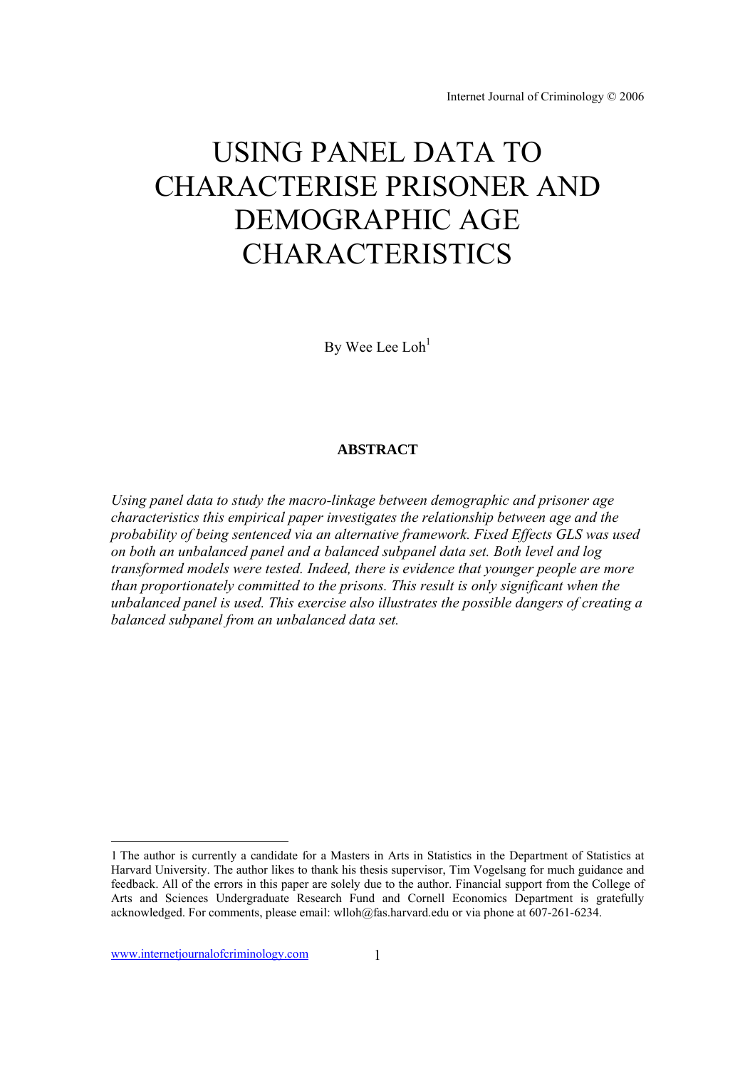# USING PANEL DATA TO CHARACTERISE PRISONER AND DEMOGRAPHIC AGE CHARACTERISTICS

By Wee Lee Loh[1]

**ABSTRACT**

*Using panel data to study the macro-linkage between demographic and prisoner age characteristics this empirical paper investigates the relationship between age and the probability of being sentenced via an alternative framework. Fixed Effects GLS was used on both an unbalanced panel and a balanced subpanel data set. Both level and log transformed models were tested. Indeed, there is evidence that younger people are more than proportionately committed to the prisons. This result is only significant when the unbalanced panel is used. This exercise also illustrates the possible dangers of creating a balanced subpanel from an unbalanced data set.*

---

1 The author is currently a candidate for a Masters in Arts in Statistics in the Department of Statistics at Harvard University. The author likes to thank his thesis supervisor, Tim Vogelsang for much guidance and feedback. All of the errors in this paper are solely due to the author. Financial support from the College of Arts and Sciences Undergraduate Research Fund and Cornell Economics Department is gratefully acknowledged. For comments, please email: wlloh@fas.harvard.edu or via phone at 607-261-6234.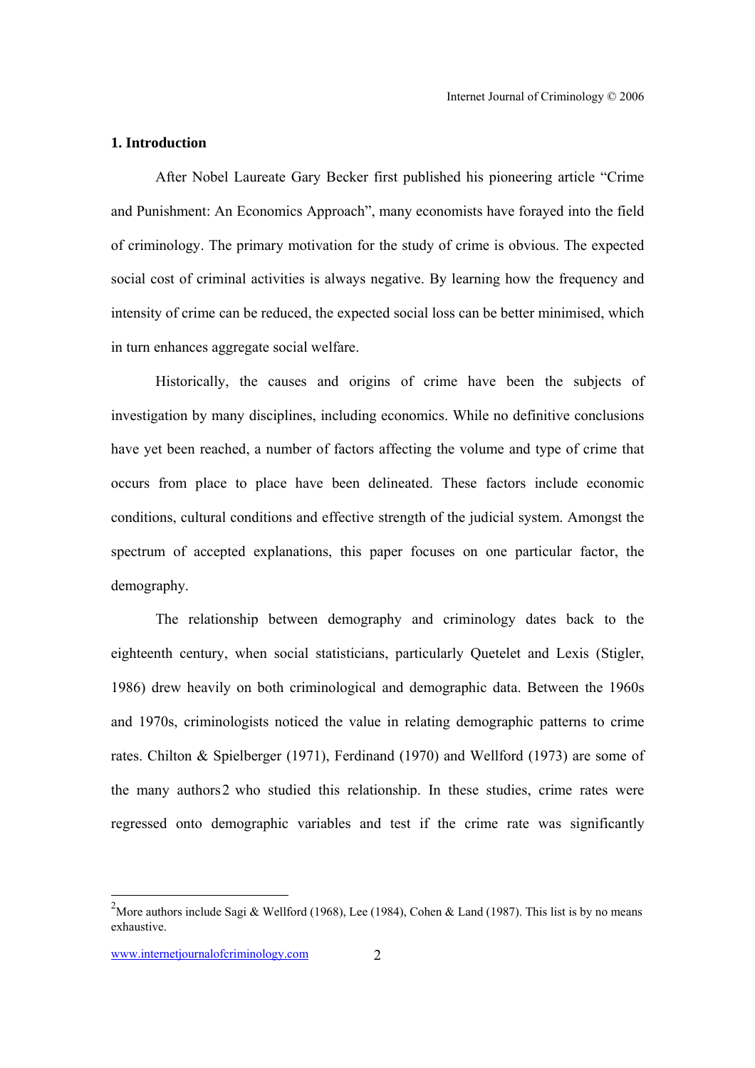## 1. Introduction

After Nobel Laureate Gary Becker first published his pioneering article "Crime and Punishment: An Economics Approach", many economists have forayed into the field of criminology. The primary motivation for the study of crime is obvious. The expected social cost of criminal activities is always negative. By learning how the frequency and intensity of crime can be reduced, the expected social loss can be better minimised, which in turn enhances aggregate social welfare.

Historically, the causes and origins of crime have been the subjects of investigation by many disciplines, including economics. While no definitive conclusions have yet been reached, a number of factors affecting the volume and type of crime that occurs from place to place have been delineated. These factors include economic conditions, cultural conditions and effective strength of the judicial system. Amongst the spectrum of accepted explanations, this paper focuses on one particular factor, the demography.

The relationship between demography and criminology dates back to the eighteenth century, when social statisticians, particularly Quetelet and Lexis (Stigler, 1986) drew heavily on both criminological and demographic data. Between the 1960s and 1970s, criminologists noticed the value in relating demographic patterns to crime rates. Chilton & Spielberger (1971), Ferdinand (1970) and Wellford (1973) are some of the many authors[2] who studied this relationship. In these studies, crime rates were regressed onto demographic variables and test if the crime rate was significantly

[2] More authors include Sagi & Wellford (1968), Lee (1984), Cohen & Land (1987). This list is by no means exhaustive.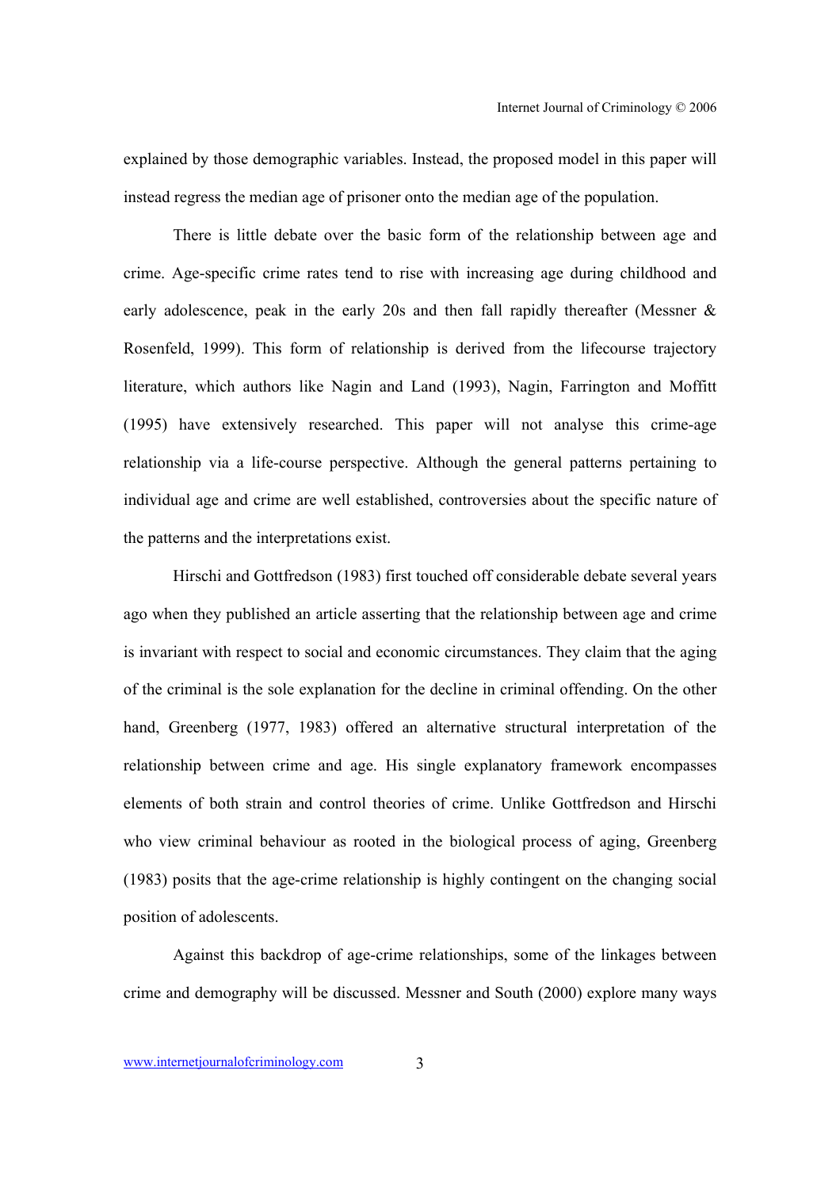explained by those demographic variables. Instead, the proposed model in this paper will instead regress the median age of prisoner onto the median age of the population.

There is little debate over the basic form of the relationship between age and crime. Age-specific crime rates tend to rise with increasing age during childhood and early adolescence, peak in the early 20s and then fall rapidly thereafter (Messner & Rosenfeld, 1999). This form of relationship is derived from the lifecourse trajectory literature, which authors like Nagin and Land (1993), Nagin, Farrington and Moffitt (1995) have extensively researched. This paper will not analyse this crime-age relationship via a life-course perspective. Although the general patterns pertaining to individual age and crime are well established, controversies about the specific nature of the patterns and the interpretations exist.

Hirschi and Gottfredson (1983) first touched off considerable debate several years ago when they published an article asserting that the relationship between age and crime is invariant with respect to social and economic circumstances. They claim that the aging of the criminal is the sole explanation for the decline in criminal offending. On the other hand, Greenberg (1977, 1983) offered an alternative structural interpretation of the relationship between crime and age. His single explanatory framework encompasses elements of both strain and control theories of crime. Unlike Gottfredson and Hirschi who view criminal behaviour as rooted in the biological process of aging, Greenberg (1983) posits that the age-crime relationship is highly contingent on the changing social position of adolescents.

Against this backdrop of age-crime relationships, some of the linkages between crime and demography will be discussed. Messner and South (2000) explore many ways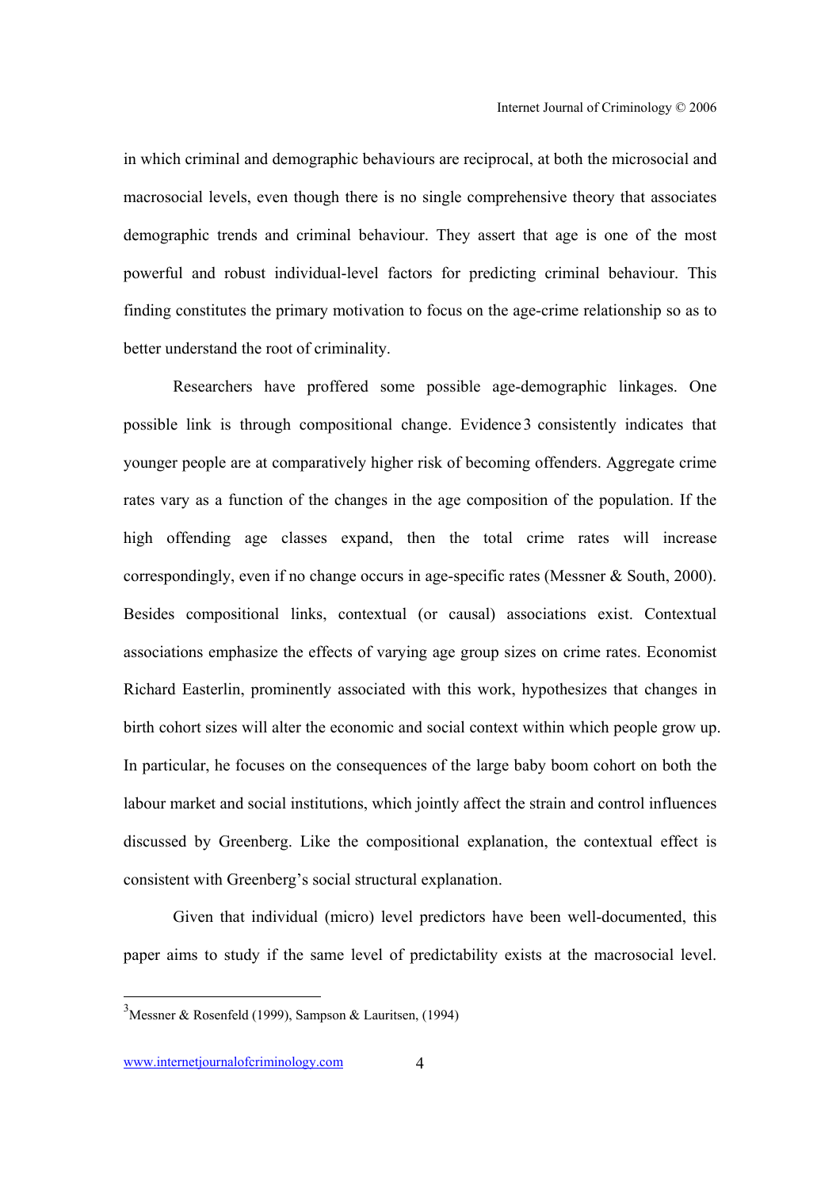in which criminal and demographic behaviours are reciprocal, at both the microsocial and macrosocial levels, even though there is no single comprehensive theory that associates demographic trends and criminal behaviour. They assert that age is one of the most powerful and robust individual-level factors for predicting criminal behaviour. This finding constitutes the primary motivation to focus on the age-crime relationship so as to better understand the root of criminality.

Researchers have proffered some possible age-demographic linkages. One possible link is through compositional change. Evidence[3] consistently indicates that younger people are at comparatively higher risk of becoming offenders. Aggregate crime rates vary as a function of the changes in the age composition of the population. If the high offending age classes expand, then the total crime rates will increase correspondingly, even if no change occurs in age-specific rates (Messner & South, 2000). Besides compositional links, contextual (or causal) associations exist. Contextual associations emphasize the effects of varying age group sizes on crime rates. Economist Richard Easterlin, prominently associated with this work, hypothesizes that changes in birth cohort sizes will alter the economic and social context within which people grow up. In particular, he focuses on the consequences of the large baby boom cohort on both the labour market and social institutions, which jointly affect the strain and control influences discussed by Greenberg. Like the compositional explanation, the contextual effect is consistent with Greenberg's social structural explanation.

Given that individual (micro) level predictors have been well-documented, this paper aims to study if the same level of predictability exists at the macrosocial level.

---

[3] Messner & Rosenfeld (1999), Sampson & Lauritsen, (1994)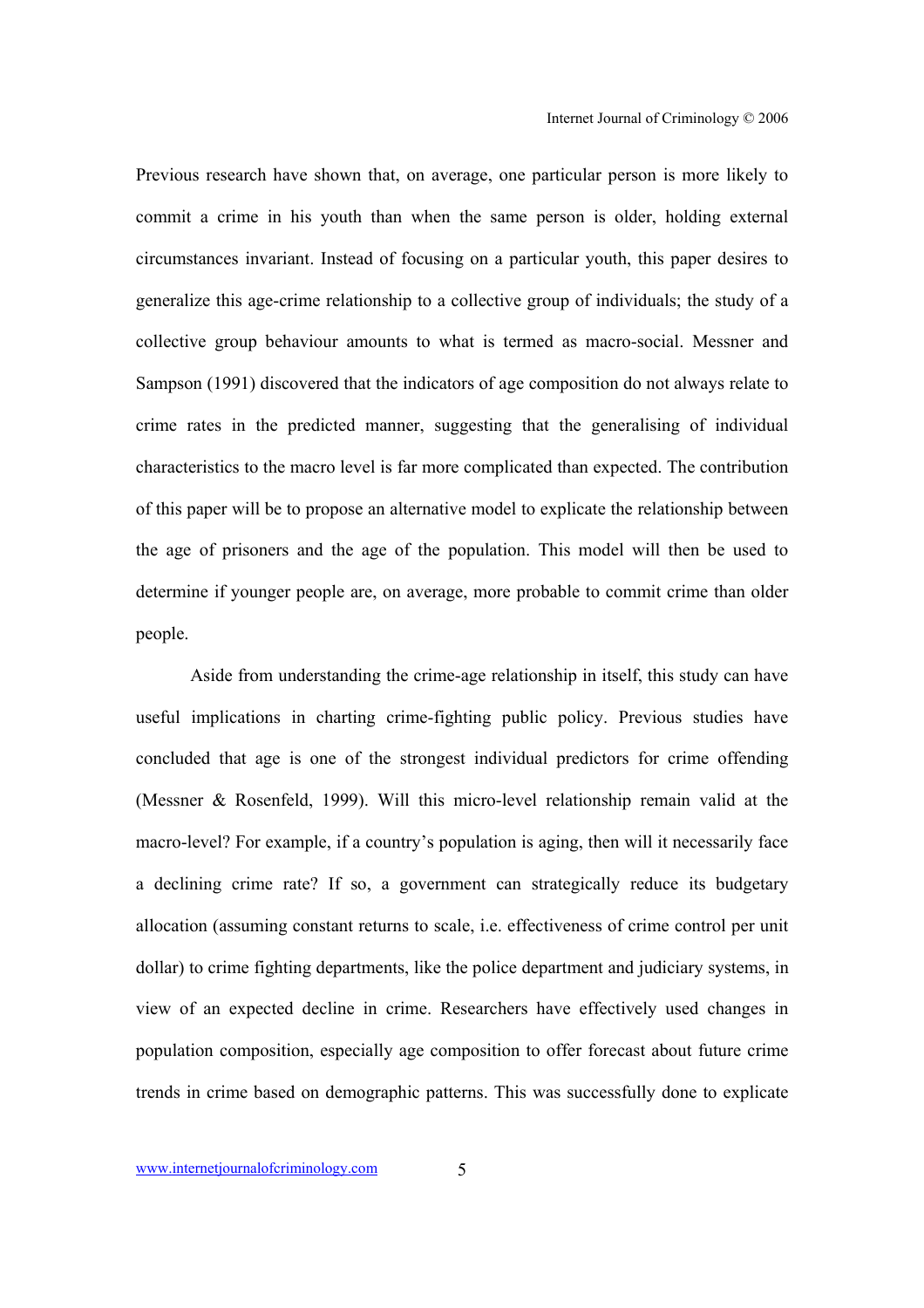Previous research have shown that, on average, one particular person is more likely to commit a crime in his youth than when the same person is older, holding external circumstances invariant. Instead of focusing on a particular youth, this paper desires to generalize this age-crime relationship to a collective group of individuals; the study of a collective group behaviour amounts to what is termed as macro-social. Messner and Sampson (1991) discovered that the indicators of age composition do not always relate to crime rates in the predicted manner, suggesting that the generalising of individual characteristics to the macro level is far more complicated than expected. The contribution of this paper will be to propose an alternative model to explicate the relationship between the age of prisoners and the age of the population. This model will then be used to determine if younger people are, on average, more probable to commit crime than older people.

Aside from understanding the crime-age relationship in itself, this study can have useful implications in charting crime-fighting public policy. Previous studies have concluded that age is one of the strongest individual predictors for crime offending (Messner & Rosenfeld, 1999). Will this micro-level relationship remain valid at the macro-level? For example, if a country's population is aging, then will it necessarily face a declining crime rate? If so, a government can strategically reduce its budgetary allocation (assuming constant returns to scale, i.e. effectiveness of crime control per unit dollar) to crime fighting departments, like the police department and judiciary systems, in view of an expected decline in crime. Researchers have effectively used changes in population composition, especially age composition to offer forecast about future crime trends in crime based on demographic patterns. This was successfully done to explicate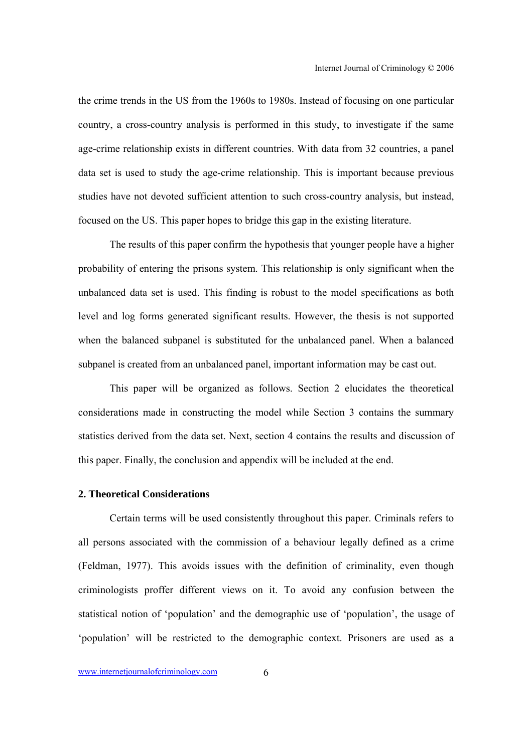the crime trends in the US from the 1960s to 1980s. Instead of focusing on one particular country, a cross-country analysis is performed in this study, to investigate if the same age-crime relationship exists in different countries. With data from 32 countries, a panel data set is used to study the age-crime relationship. This is important because previous studies have not devoted sufficient attention to such cross-country analysis, but instead, focused on the US. This paper hopes to bridge this gap in the existing literature.

The results of this paper confirm the hypothesis that younger people have a higher probability of entering the prisons system. This relationship is only significant when the unbalanced data set is used. This finding is robust to the model specifications as both level and log forms generated significant results. However, the thesis is not supported when the balanced subpanel is substituted for the unbalanced panel. When a balanced subpanel is created from an unbalanced panel, important information may be cast out.

This paper will be organized as follows. Section 2 elucidates the theoretical considerations made in constructing the model while Section 3 contains the summary statistics derived from the data set. Next, section 4 contains the results and discussion of this paper. Finally, the conclusion and appendix will be included at the end.

## 2. Theoretical Considerations

Certain terms will be used consistently throughout this paper. Criminals refers to all persons associated with the commission of a behaviour legally defined as a crime (Feldman, 1977). This avoids issues with the definition of criminality, even though criminologists proffer different views on it. To avoid any confusion between the statistical notion of 'population' and the demographic use of 'population', the usage of 'population' will be restricted to the demographic context. Prisoners are used as a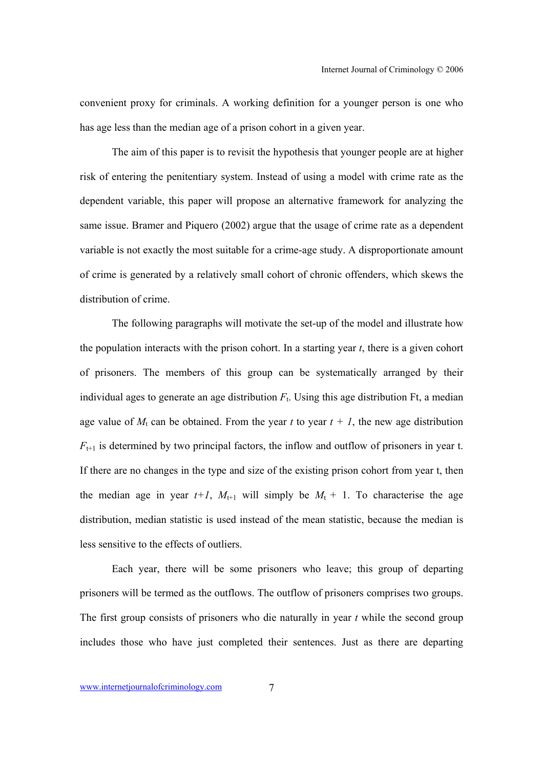convenient proxy for criminals. A working definition for a younger person is one who has age less than the median age of a prison cohort in a given year.

The aim of this paper is to revisit the hypothesis that younger people are at higher risk of entering the penitentiary system. Instead of using a model with crime rate as the dependent variable, this paper will propose an alternative framework for analyzing the same issue. Bramer and Piquero (2002) argue that the usage of crime rate as a dependent variable is not exactly the most suitable for a crime-age study. A disproportionate amount of crime is generated by a relatively small cohort of chronic offenders, which skews the distribution of crime.

The following paragraphs will motivate the set-up of the model and illustrate how the population interacts with the prison cohort. In a starting year $t$, there is a given cohort of prisoners. The members of this group can be systematically arranged by their individual ages to generate an age distribution $F_t$. Using this age distribution Ft, a median age value of $M_t$ can be obtained. From the year $t$ to year $t + 1$, the new age distribution $F_{t+1}$ is determined by two principal factors, the inflow and outflow of prisoners in year t. If there are no changes in the type and size of the existing prison cohort from year t, then the median age in year $t+1$, $M_{t+1}$ will simply be $M_t + 1$. To characterise the age distribution, median statistic is used instead of the mean statistic, because the median is less sensitive to the effects of outliers.

Each year, there will be some prisoners who leave; this group of departing prisoners will be termed as the outflows. The outflow of prisoners comprises two groups. The first group consists of prisoners who die naturally in year $t$ while the second group includes those who have just completed their sentences. Just as there are departing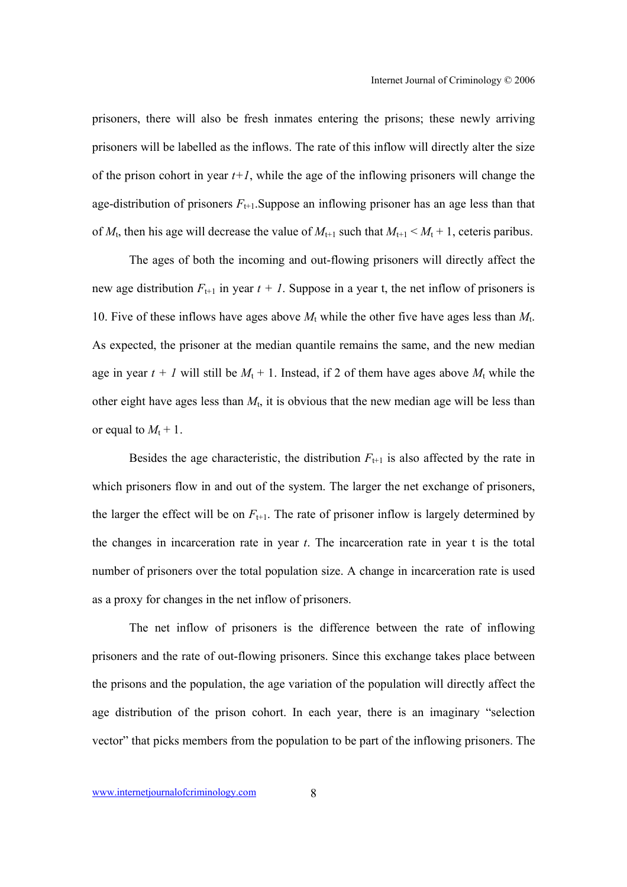prisoners, there will also be fresh inmates entering the prisons; these newly arriving prisoners will be labelled as the inflows. The rate of this inflow will directly alter the size of the prison cohort in year *t+1*, while the age of the inflowing prisoners will change the age-distribution of prisoners $F_{t+1}$.Suppose an inflowing prisoner has an age less than that of $M_t$, then his age will decrease the value of $M_{t+1}$ such that $M_{t+1} < M_t + 1$, ceteris paribus.

The ages of both the incoming and out-flowing prisoners will directly affect the new age distribution $F_{t+1}$ in year $t + 1$. Suppose in a year t, the net inflow of prisoners is 10. Five of these inflows have ages above $M_t$ while the other five have ages less than $M_t$. As expected, the prisoner at the median quantile remains the same, and the new median age in year $t + 1$ will still be $M_t + 1$. Instead, if 2 of them have ages above $M_t$ while the other eight have ages less than $M_t$, it is obvious that the new median age will be less than or equal to $M_t + 1$.

Besides the age characteristic, the distribution $F_{t+1}$ is also affected by the rate in which prisoners flow in and out of the system. The larger the net exchange of prisoners, the larger the effect will be on $F_{t+1}$. The rate of prisoner inflow is largely determined by the changes in incarceration rate in year *t*. The incarceration rate in year t is the total number of prisoners over the total population size. A change in incarceration rate is used as a proxy for changes in the net inflow of prisoners.

The net inflow of prisoners is the difference between the rate of inflowing prisoners and the rate of out-flowing prisoners. Since this exchange takes place between the prisons and the population, the age variation of the population will directly affect the age distribution of the prison cohort. In each year, there is an imaginary "selection vector" that picks members from the population to be part of the inflowing prisoners. The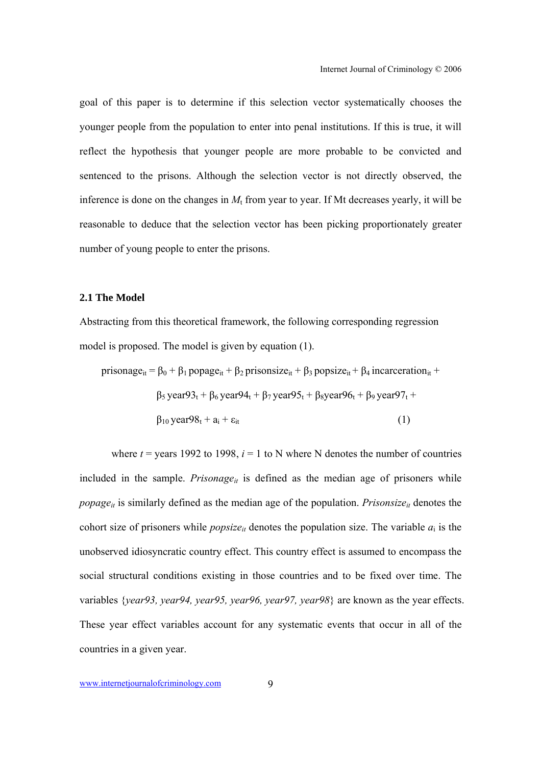goal of this paper is to determine if this selection vector systematically chooses the younger people from the population to enter into penal institutions. If this is true, it will reflect the hypothesis that younger people are more probable to be convicted and sentenced to the prisons. Although the selection vector is not directly observed, the inference is done on the changes in $M_t$ from year to year. If Mt decreases yearly, it will be reasonable to deduce that the selection vector has been picking proportionately greater number of young people to enter the prisons.

### 2.1 The Model

Abstracting from this theoretical framework, the following corresponding regression model is proposed. The model is given by equation (1).

$$\text{prisonage}_{it} = \beta_0 + \beta_1 \text{ popage}_{it} + \beta_2 \text{ prisonsize}_{it} + \beta_3 \text{ popsize}_{it} + \beta_4 \text{ incarceration}_{it} + \beta_5 \text{ year93}_t + \beta_6 \text{ year94}_t + \beta_7 \text{ year95}_t + \beta_8 \text{year96}_t + \beta_9 \text{ year97}_t + \beta_{10} \text{ year98}_t + a_i + \varepsilon_{it} \quad (1)$$

where $t$ = years 1992 to 1998, $i$ = 1 to N where N denotes the number of countries included in the sample. $Prisonage_{it}$ is defined as the median age of prisoners while $popage_{it}$ is similarly defined as the median age of the population. $Prisonsize_{it}$ denotes the cohort size of prisoners while $popsize_{it}$ denotes the population size. The variable $a_i$ is the unobserved idiosyncratic country effect. This country effect is assumed to encompass the social structural conditions existing in those countries and to be fixed over time. The variables {*year93, year94, year95, year96, year97, year98*} are known as the year effects. These year effect variables account for any systematic events that occur in all of the countries in a given year.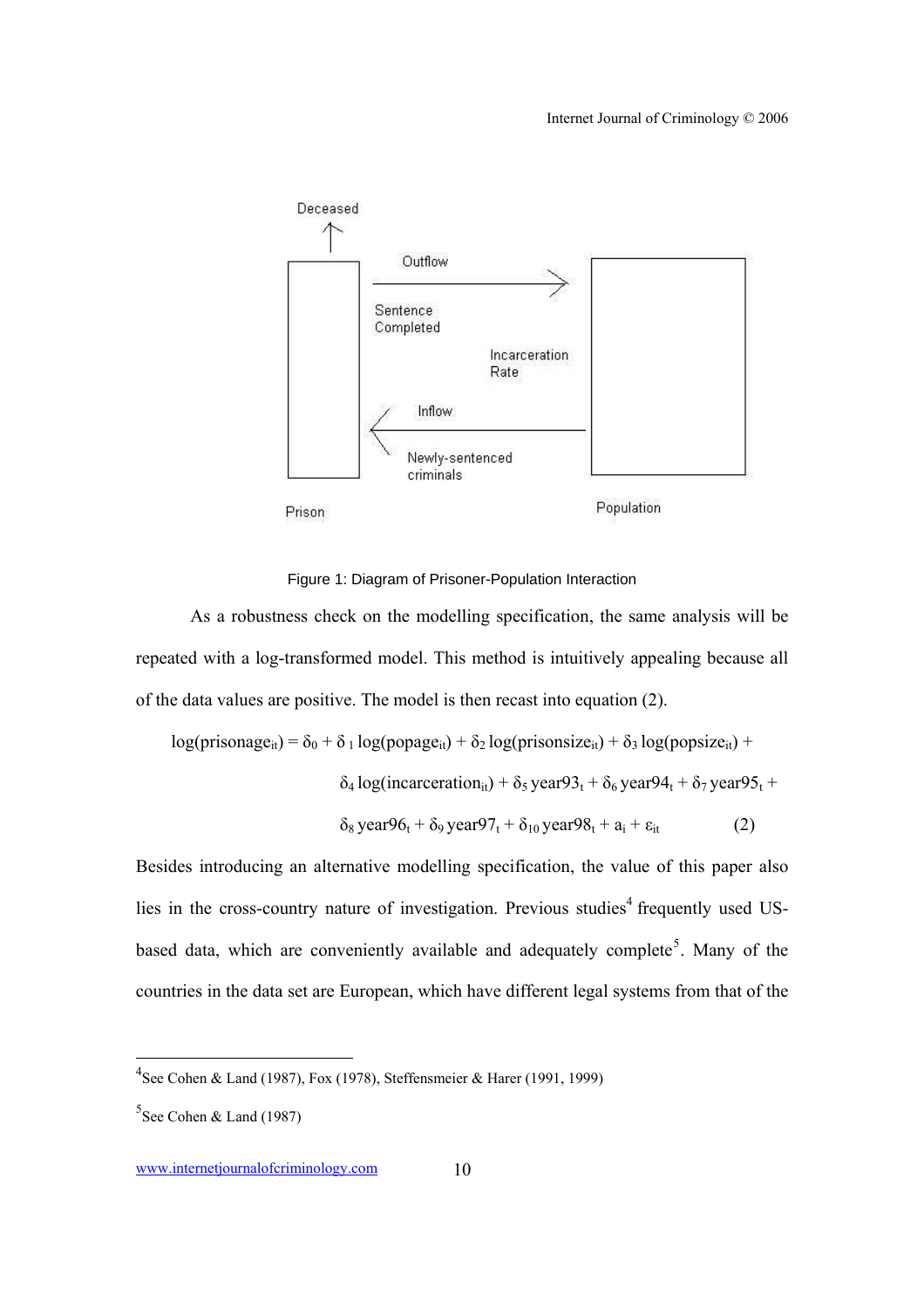Figure 1: Diagram of Prisoner-Population Interaction

As a robustness check on the modelling specification, the same analysis will be repeated with a log-transformed model. This method is intuitively appealing because all of the data values are positive. The model is then recast into equation (2).

$$\log(\text{prisonage}_{it}) = \delta_0 + \delta_1 \log(\text{popage}_{it}) + \delta_2 \log(\text{prisonsize}_{it}) + \delta_3 \log(\text{popsize}_{it}) + \delta_4 \log(\text{incarceration}_{it}) + \delta_5 \text{year93}_t + \delta_6 \text{year94}_t + \delta_7 \text{year95}_t + \delta_8 \text{year96}_t + \delta_9 \text{year97}_t + \delta_{10} \text{year98}_t + a_i + \varepsilon_{it} \quad (2)$$

Besides introducing an alternative modelling specification, the value of this paper also lies in the cross-country nature of investigation. Previous studies[4] frequently used US-based data, which are conveniently available and adequately complete[5]. Many of the countries in the data set are European, which have different legal systems from that of the

---

[4] See Cohen & Land (1987), Fox (1978), Steffensmeier & Harer (1991, 1999)

[5] See Cohen & Land (1987)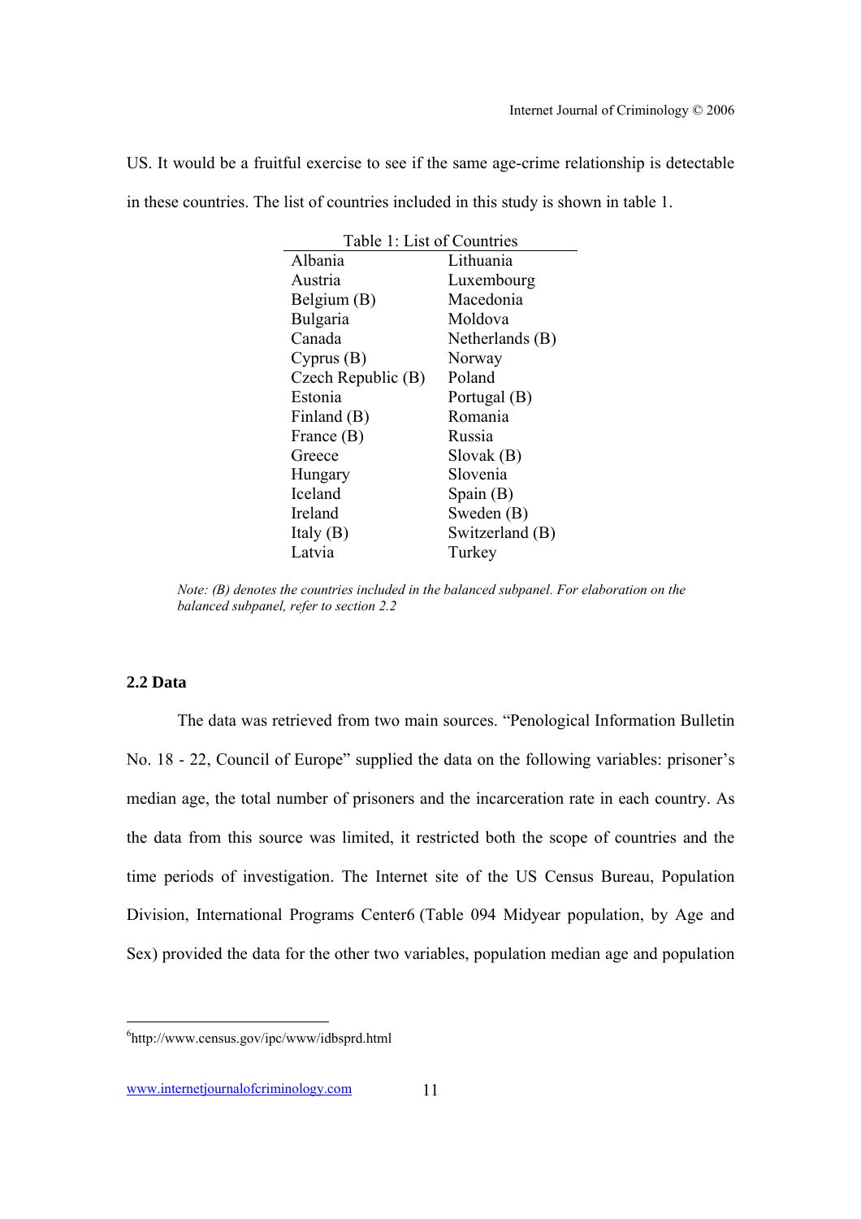US. It would be a fruitful exercise to see if the same age-crime relationship is detectable in these countries. The list of countries included in this study is shown in table 1.

Table 1: List of Countries

| | |
|---|---|
| Albania | Lithuania |
| Austria | Luxembourg |
| Belgium (B) | Macedonia |
| Bulgaria | Moldova |
| Canada | Netherlands (B) |
| Cyprus (B) | Norway |
| Czech Republic (B) | Poland |
| Estonia | Portugal (B) |
| Finland (B) | Romania |
| France (B) | Russia |
| Greece | Slovak (B) |
| Hungary | Slovenia |
| Iceland | Spain (B) |
| Ireland | Sweden (B) |
| Italy (B) | Switzerland (B) |
| Latvia | Turkey |

*Note: (B) denotes the countries included in the balanced subpanel. For elaboration on the balanced subpanel, refer to section 2.2*

### 2.2 Data

The data was retrieved from two main sources. "Penological Information Bulletin No. 18 - 22, Council of Europe" supplied the data on the following variables: prisoner's median age, the total number of prisoners and the incarceration rate in each country. As the data from this source was limited, it restricted both the scope of countries and the time periods of investigation. The Internet site of the US Census Bureau, Population Division, International Programs Center[6] (Table 094 Midyear population, by Age and Sex) provided the data for the other two variables, population median age and population

[6] http://www.census.gov/ipc/www/idbsprd.html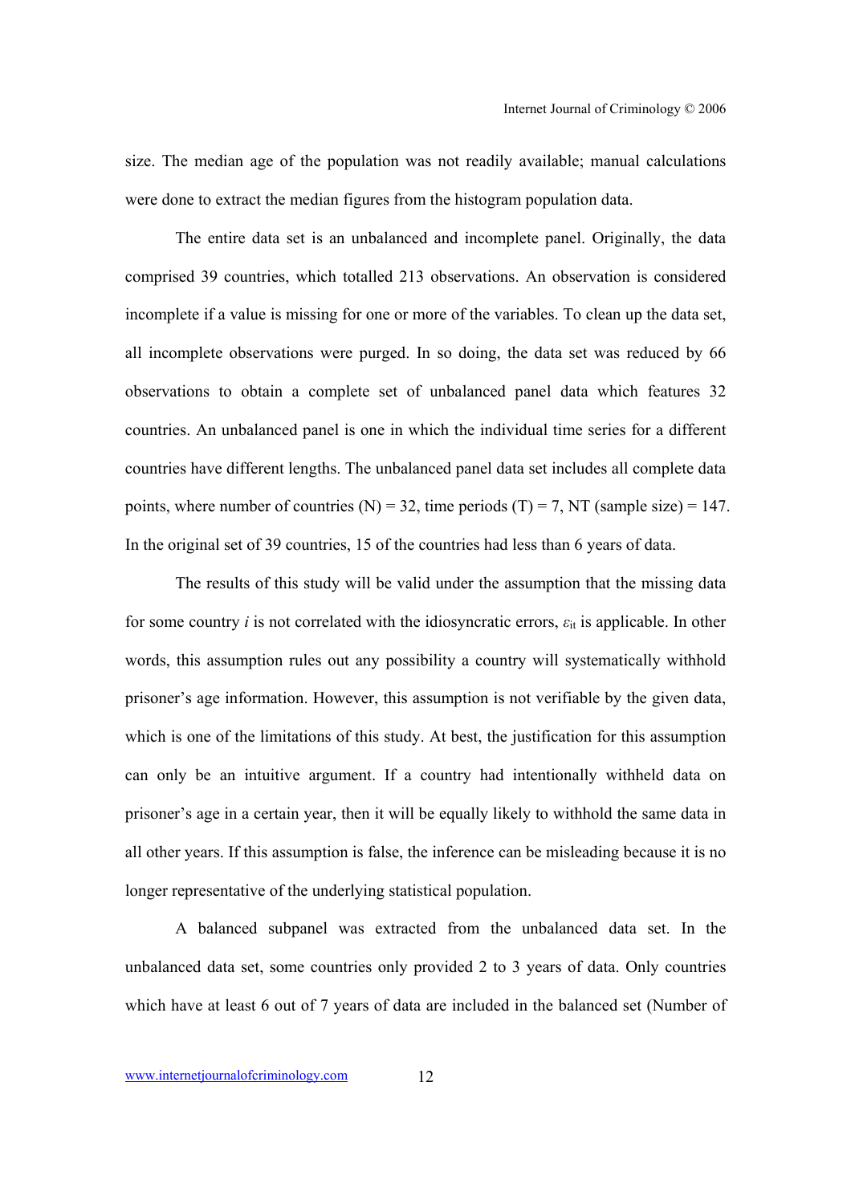size. The median age of the population was not readily available; manual calculations were done to extract the median figures from the histogram population data.

The entire data set is an unbalanced and incomplete panel. Originally, the data comprised 39 countries, which totalled 213 observations. An observation is considered incomplete if a value is missing for one or more of the variables. To clean up the data set, all incomplete observations were purged. In so doing, the data set was reduced by 66 observations to obtain a complete set of unbalanced panel data which features 32 countries. An unbalanced panel is one in which the individual time series for a different countries have different lengths. The unbalanced panel data set includes all complete data points, where number of countries (N) = 32, time periods (T) = 7, NT (sample size) = 147. In the original set of 39 countries, 15 of the countries had less than 6 years of data.

The results of this study will be valid under the assumption that the missing data for some country *i* is not correlated with the idiosyncratic errors, $\varepsilon_{it}$ is applicable. In other words, this assumption rules out any possibility a country will systematically withhold prisoner's age information. However, this assumption is not verifiable by the given data, which is one of the limitations of this study. At best, the justification for this assumption can only be an intuitive argument. If a country had intentionally withheld data on prisoner's age in a certain year, then it will be equally likely to withhold the same data in all other years. If this assumption is false, the inference can be misleading because it is no longer representative of the underlying statistical population.

A balanced subpanel was extracted from the unbalanced data set. In the unbalanced data set, some countries only provided 2 to 3 years of data. Only countries which have at least 6 out of 7 years of data are included in the balanced set (Number of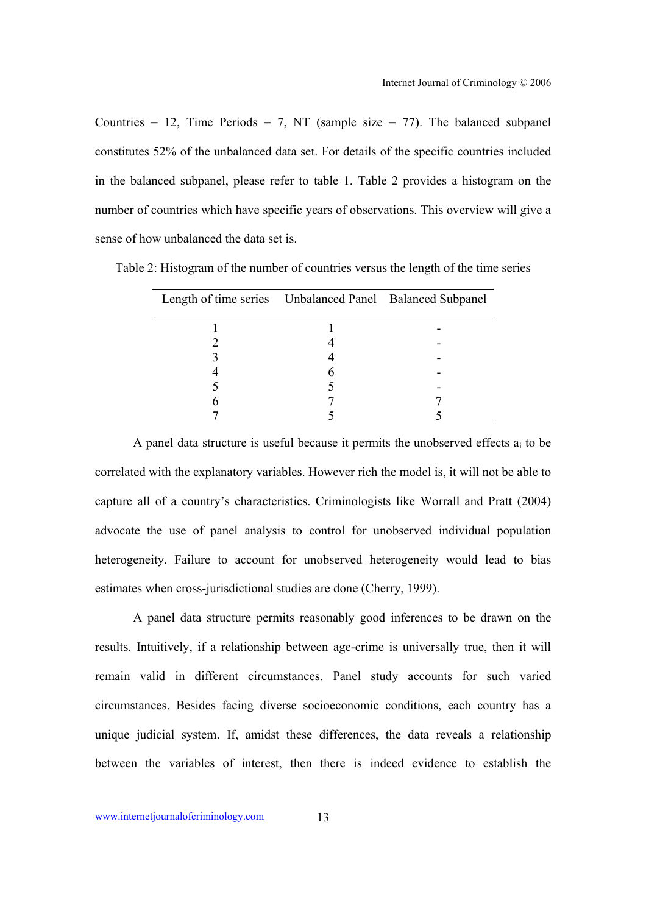Countries = 12, Time Periods = 7, NT (sample size = 77). The balanced subpanel constitutes 52% of the unbalanced data set. For details of the specific countries included in the balanced subpanel, please refer to table 1. Table 2 provides a histogram on the number of countries which have specific years of observations. This overview will give a sense of how unbalanced the data set is.

Table 2: Histogram of the number of countries versus the length of the time series

| Length of time series | Unbalanced Panel | Balanced Subpanel |
|---|---|---|
| 1 | 1 | - |
| 2 | 4 | - |
| 3 | 4 | - |
| 4 | 6 | - |
| 5 | 5 | - |
| 6 | 7 | 7 |
| 7 | 5 | 5 |

A panel data structure is useful because it permits the unobserved effects $a_i$ to be correlated with the explanatory variables. However rich the model is, it will not be able to capture all of a country's characteristics. Criminologists like Worrall and Pratt (2004) advocate the use of panel analysis to control for unobserved individual population heterogeneity. Failure to account for unobserved heterogeneity would lead to bias estimates when cross-jurisdictional studies are done (Cherry, 1999).

A panel data structure permits reasonably good inferences to be drawn on the results. Intuitively, if a relationship between age-crime is universally true, then it will remain valid in different circumstances. Panel study accounts for such varied circumstances. Besides facing diverse socioeconomic conditions, each country has a unique judicial system. If, amidst these differences, the data reveals a relationship between the variables of interest, then there is indeed evidence to establish the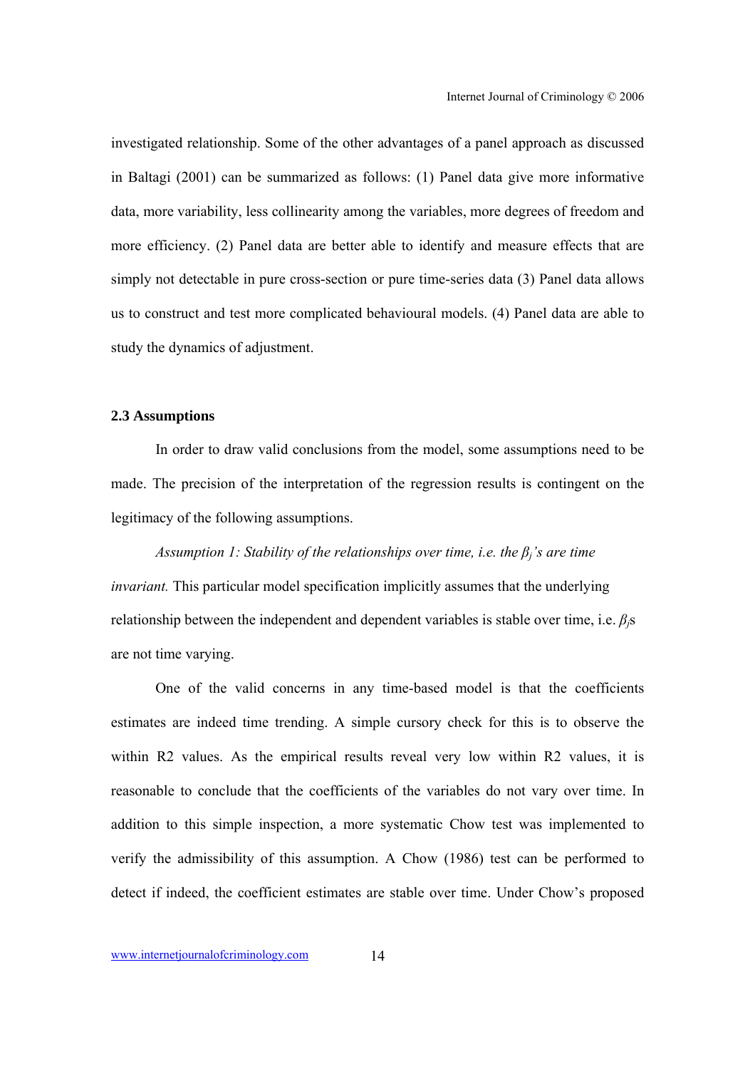investigated relationship. Some of the other advantages of a panel approach as discussed in Baltagi (2001) can be summarized as follows: (1) Panel data give more informative data, more variability, less collinearity among the variables, more degrees of freedom and more efficiency. (2) Panel data are better able to identify and measure effects that are simply not detectable in pure cross-section or pure time-series data (3) Panel data allows us to construct and test more complicated behavioural models. (4) Panel data are able to study the dynamics of adjustment.

### 2.3 Assumptions

In order to draw valid conclusions from the model, some assumptions need to be made. The precision of the interpretation of the regression results is contingent on the legitimacy of the following assumptions.

*Assumption 1: Stability of the relationships over time, i.e. the $\beta_j$'s are time invariant.* This particular model specification implicitly assumes that the underlying relationship between the independent and dependent variables is stable over time, i.e. $\beta_j$s are not time varying.

One of the valid concerns in any time-based model is that the coefficients estimates are indeed time trending. A simple cursory check for this is to observe the within R2 values. As the empirical results reveal very low within R2 values, it is reasonable to conclude that the coefficients of the variables do not vary over time. In addition to this simple inspection, a more systematic Chow test was implemented to verify the admissibility of this assumption. A Chow (1986) test can be performed to detect if indeed, the coefficient estimates are stable over time. Under Chow's proposed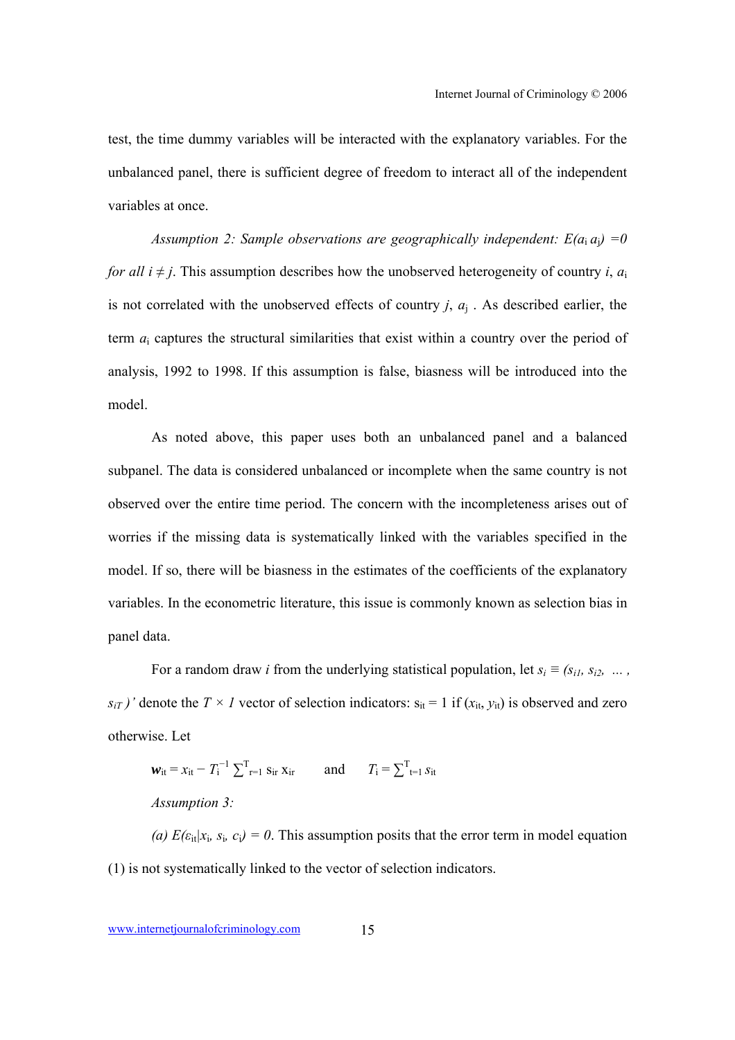test, the time dummy variables will be interacted with the explanatory variables. For the unbalanced panel, there is sufficient degree of freedom to interact all of the independent variables at once.

*Assumption 2: Sample observations are geographically independent:* $E(a_i\, a_j) = 0$ *for all* $i \neq j$. This assumption describes how the unobserved heterogeneity of country $i$, $a_i$ is not correlated with the unobserved effects of country $j$, $a_j$ . As described earlier, the term $a_i$ captures the structural similarities that exist within a country over the period of analysis, 1992 to 1998. If this assumption is false, biasness will be introduced into the model.

As noted above, this paper uses both an unbalanced panel and a balanced subpanel. The data is considered unbalanced or incomplete when the same country is not observed over the entire time period. The concern with the incompleteness arises out of worries if the missing data is systematically linked with the variables specified in the model. If so, there will be biasness in the estimates of the coefficients of the explanatory variables. In the econometric literature, this issue is commonly known as selection bias in panel data.

For a random draw $i$ from the underlying statistical population, let $s_i \equiv (s_{i1}, s_{i2}, \ldots, s_{iT})'$ denote the $T \times 1$ vector of selection indicators: $s_{it} = 1$ if $(x_{it}, y_{it})$ is observed and zero otherwise. Let

$$\boldsymbol{w}_{it} = x_{it} - T_i^{-1} \sum\nolimits_{r=1}^{T} s_{ir}\, x_{ir} \qquad \text{and} \qquad T_i = \sum\nolimits_{t=1}^{T} s_{it}$$

*Assumption 3:*

*(a)* $E(\varepsilon_{it} | x_i, s_i, c_i) = 0$. This assumption posits that the error term in model equation (1) is not systematically linked to the vector of selection indicators.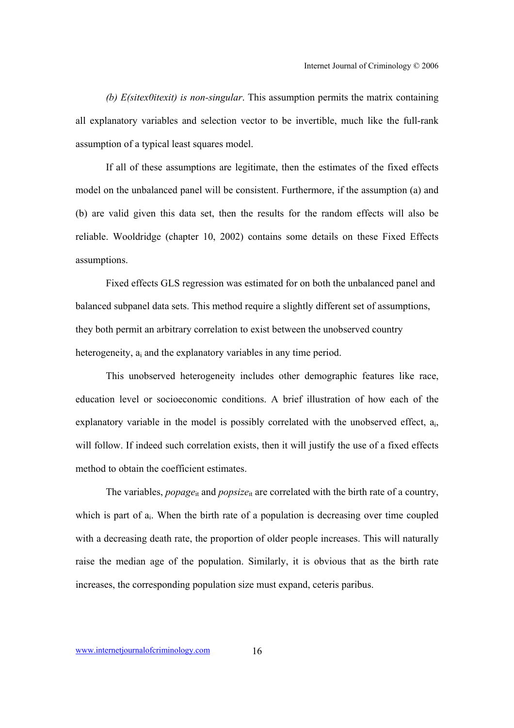*(b) E(sitex0itexit) is non-singular*. This assumption permits the matrix containing all explanatory variables and selection vector to be invertible, much like the full-rank assumption of a typical least squares model.

If all of these assumptions are legitimate, then the estimates of the fixed effects model on the unbalanced panel will be consistent. Furthermore, if the assumption (a) and (b) are valid given this data set, then the results for the random effects will also be reliable. Wooldridge (chapter 10, 2002) contains some details on these Fixed Effects assumptions.

Fixed effects GLS regression was estimated for on both the unbalanced panel and balanced subpanel data sets. This method require a slightly different set of assumptions, they both permit an arbitrary correlation to exist between the unobserved country heterogeneity, $a_i$ and the explanatory variables in any time period.

This unobserved heterogeneity includes other demographic features like race, education level or socioeconomic conditions. A brief illustration of how each of the explanatory variable in the model is possibly correlated with the unobserved effect, $a_i$, will follow. If indeed such correlation exists, then it will justify the use of a fixed effects method to obtain the coefficient estimates.

The variables, $popage_{it}$ and $popsize_{it}$ are correlated with the birth rate of a country, which is part of $a_i$. When the birth rate of a population is decreasing over time coupled with a decreasing death rate, the proportion of older people increases. This will naturally raise the median age of the population. Similarly, it is obvious that as the birth rate increases, the corresponding population size must expand, ceteris paribus.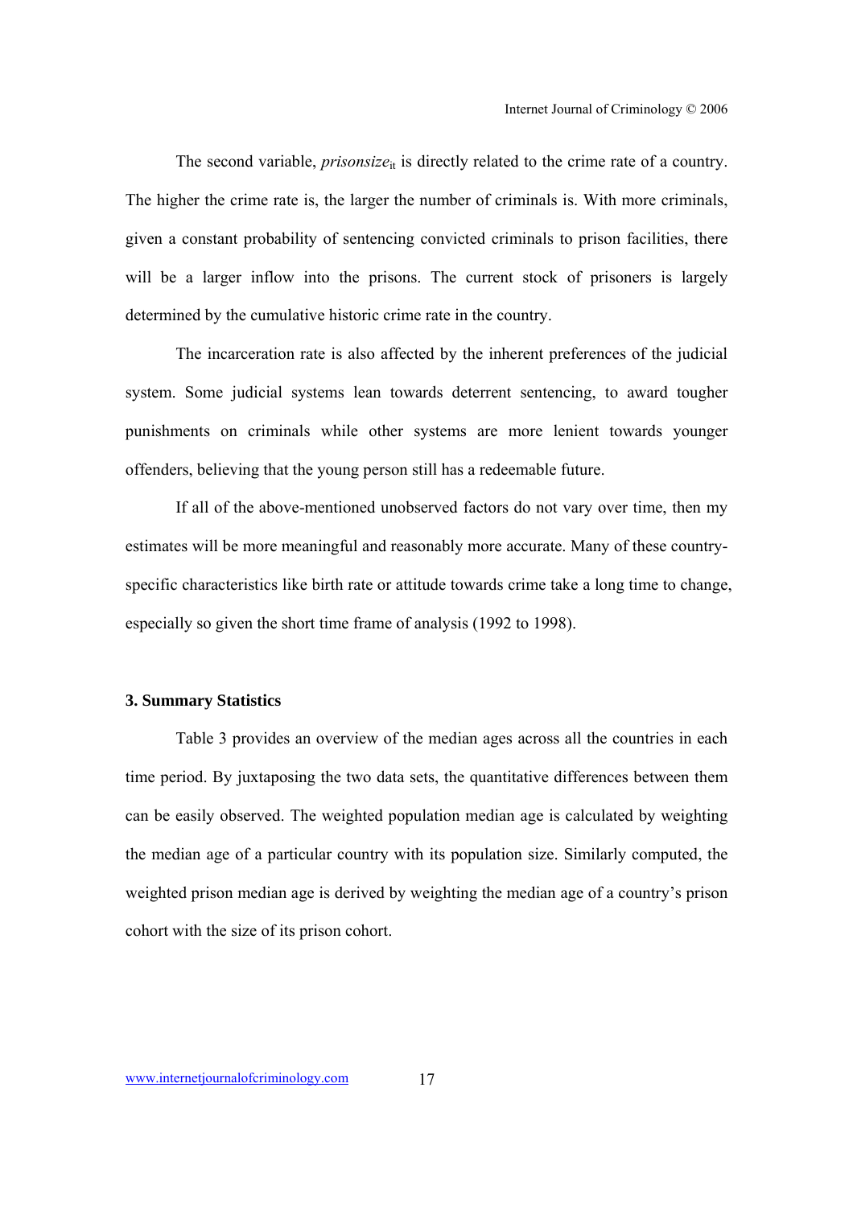The second variable, $prisonsize_{it}$ is directly related to the crime rate of a country. The higher the crime rate is, the larger the number of criminals is. With more criminals, given a constant probability of sentencing convicted criminals to prison facilities, there will be a larger inflow into the prisons. The current stock of prisoners is largely determined by the cumulative historic crime rate in the country.

The incarceration rate is also affected by the inherent preferences of the judicial system. Some judicial systems lean towards deterrent sentencing, to award tougher punishments on criminals while other systems are more lenient towards younger offenders, believing that the young person still has a redeemable future.

If all of the above-mentioned unobserved factors do not vary over time, then my estimates will be more meaningful and reasonably more accurate. Many of these country-specific characteristics like birth rate or attitude towards crime take a long time to change, especially so given the short time frame of analysis (1992 to 1998).

### 3. Summary Statistics

Table 3 provides an overview of the median ages across all the countries in each time period. By juxtaposing the two data sets, the quantitative differences between them can be easily observed. The weighted population median age is calculated by weighting the median age of a particular country with its population size. Similarly computed, the weighted prison median age is derived by weighting the median age of a country's prison cohort with the size of its prison cohort.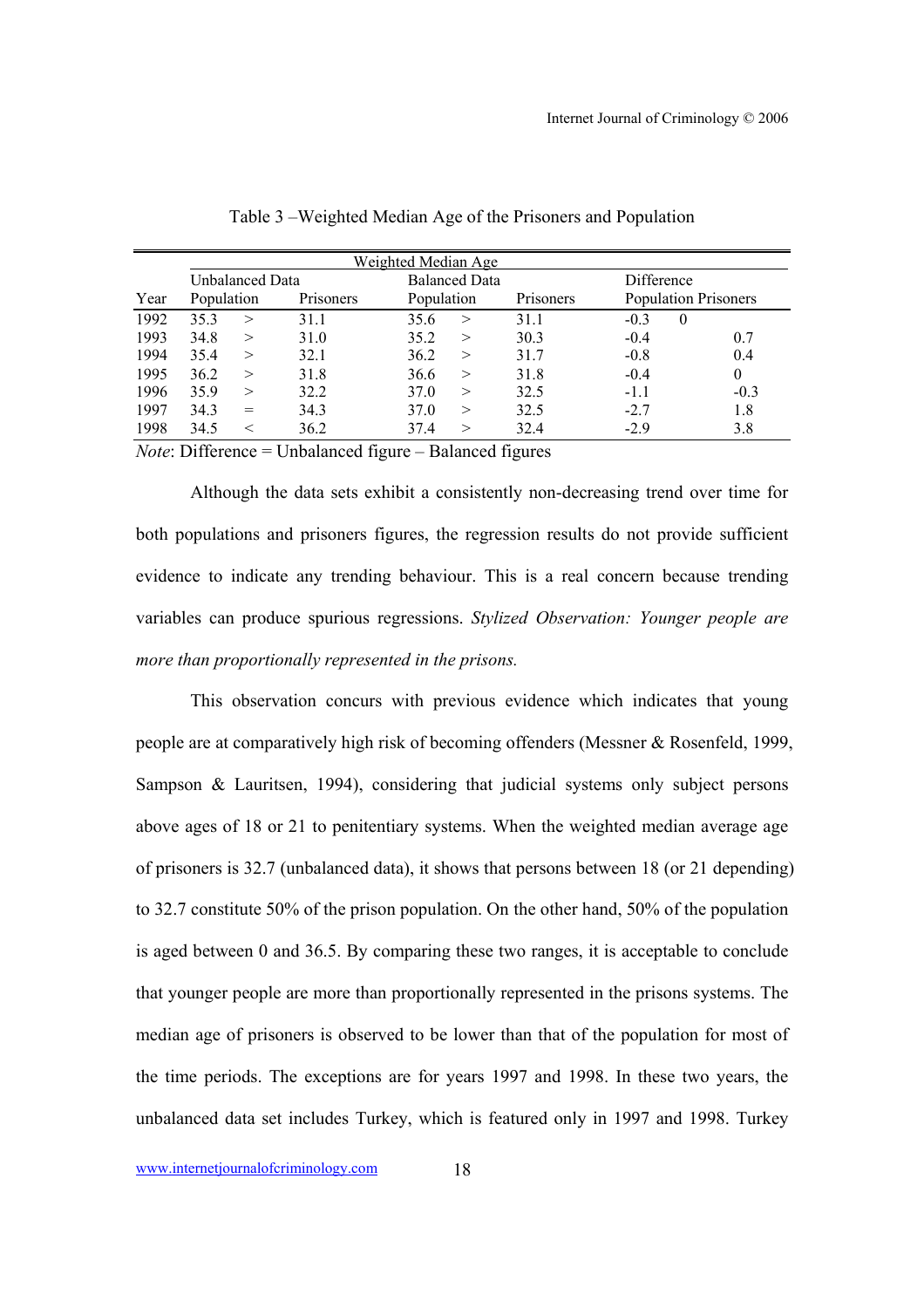Table 3 –Weighted Median Age of the Prisoners and Population

| | Weighted Median Age | | | | | | | |
|---|---|---|---|---|---|---|---|---|
| | Unbalanced Data | | | Balanced Data | | | Difference | |
| Year | Population | | Prisoners | Population | | Prisoners | Population | Prisoners |
| 1992 | 35.3 | > | 31.1 | 35.6 | > | 31.1 | -0.3 | 0 |
| 1993 | 34.8 | > | 31.0 | 35.2 | > | 30.3 | -0.4 | 0.7 |
| 1994 | 35.4 | > | 32.1 | 36.2 | > | 31.7 | -0.8 | 0.4 |
| 1995 | 36.2 | > | 31.8 | 36.6 | > | 31.8 | -0.4 | 0 |
| 1996 | 35.9 | > | 32.2 | 37.0 | > | 32.5 | -1.1 | -0.3 |
| 1997 | 34.3 | = | 34.3 | 37.0 | > | 32.5 | -2.7 | 1.8 |
| 1998 | 34.5 | < | 36.2 | 37.4 | > | 32.4 | -2.9 | 3.8 |

*Note*: Difference = Unbalanced figure – Balanced figures

Although the data sets exhibit a consistently non-decreasing trend over time for both populations and prisoners figures, the regression results do not provide sufficient evidence to indicate any trending behaviour. This is a real concern because trending variables can produce spurious regressions. *Stylized Observation: Younger people are more than proportionally represented in the prisons.*

This observation concurs with previous evidence which indicates that young people are at comparatively high risk of becoming offenders (Messner & Rosenfeld, 1999, Sampson & Lauritsen, 1994), considering that judicial systems only subject persons above ages of 18 or 21 to penitentiary systems. When the weighted median average age of prisoners is 32.7 (unbalanced data), it shows that persons between 18 (or 21 depending) to 32.7 constitute 50% of the prison population. On the other hand, 50% of the population is aged between 0 and 36.5. By comparing these two ranges, it is acceptable to conclude that younger people are more than proportionally represented in the prisons systems. The median age of prisoners is observed to be lower than that of the population for most of the time periods. The exceptions are for years 1997 and 1998. In these two years, the unbalanced data set includes Turkey, which is featured only in 1997 and 1998. Turkey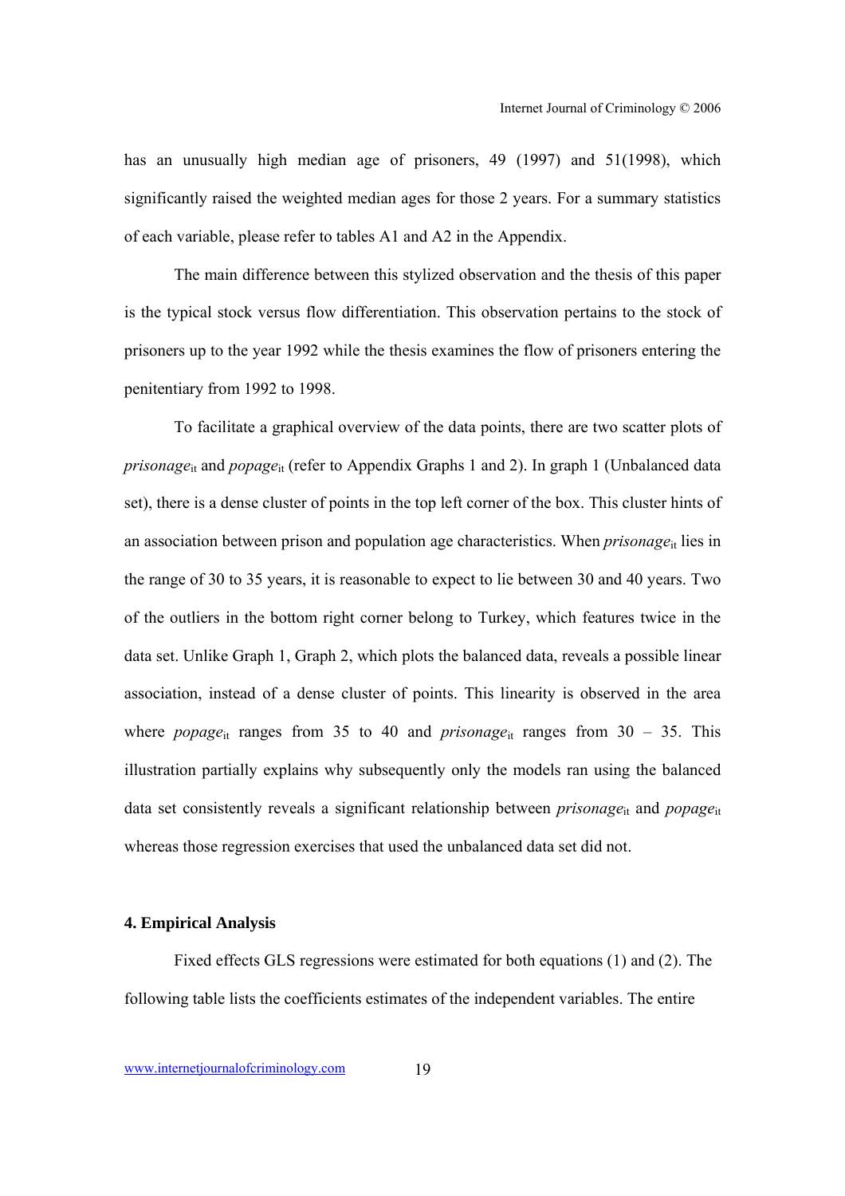has an unusually high median age of prisoners, 49 (1997) and 51(1998), which significantly raised the weighted median ages for those 2 years. For a summary statistics of each variable, please refer to tables A1 and A2 in the Appendix.

The main difference between this stylized observation and the thesis of this paper is the typical stock versus flow differentiation. This observation pertains to the stock of prisoners up to the year 1992 while the thesis examines the flow of prisoners entering the penitentiary from 1992 to 1998.

To facilitate a graphical overview of the data points, there are two scatter plots of $prisonage_{it}$ and $popage_{it}$ (refer to Appendix Graphs 1 and 2). In graph 1 (Unbalanced data set), there is a dense cluster of points in the top left corner of the box. This cluster hints of an association between prison and population age characteristics. When $prisonage_{it}$ lies in the range of 30 to 35 years, it is reasonable to expect to lie between 30 and 40 years. Two of the outliers in the bottom right corner belong to Turkey, which features twice in the data set. Unlike Graph 1, Graph 2, which plots the balanced data, reveals a possible linear association, instead of a dense cluster of points. This linearity is observed in the area where $popage_{it}$ ranges from 35 to 40 and $prisonage_{it}$ ranges from 30 – 35. This illustration partially explains why subsequently only the models ran using the balanced data set consistently reveals a significant relationship between $prisonage_{it}$ and $popage_{it}$ whereas those regression exercises that used the unbalanced data set did not.

**4. Empirical Analysis**

Fixed effects GLS regressions were estimated for both equations (1) and (2). The following table lists the coefficients estimates of the independent variables. The entire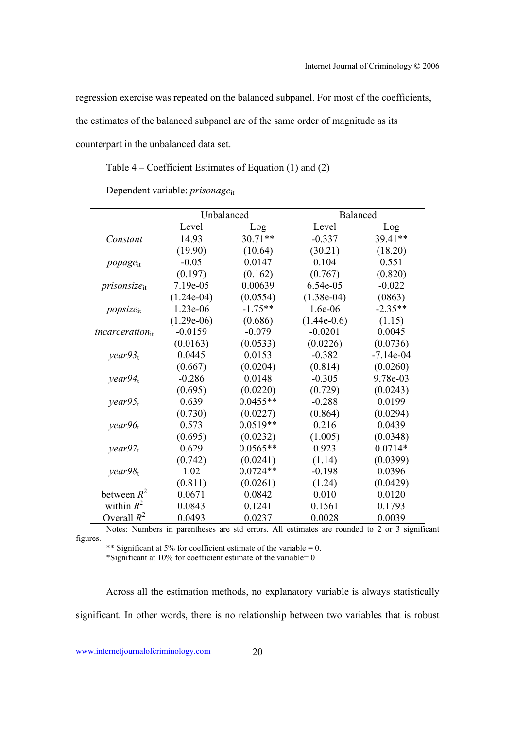regression exercise was repeated on the balanced subpanel. For most of the coefficients, the estimates of the balanced subpanel are of the same order of magnitude as its counterpart in the unbalanced data set.

Table 4 – Coefficient Estimates of Equation (1) and (2)

Dependent variable: $prisonage_{it}$

| | Unbalanced | | Balanced | |
|---|---|---|---|---|
| | Level | Log | Level | Log |
| *Constant* | 14.93 | 30.71** | -0.337 | 39.41** |
| | (19.90) | (10.64) | (30.21) | (18.20) |
| $popage_{it}$ | -0.05 | 0.0147 | 0.104 | 0.551 |
| | (0.197) | (0.162) | (0.767) | (0.820) |
| $prisonsize_{it}$ | 7.19e-05 | 0.00639 | 6.54e-05 | -0.022 |
| | (1.24e-04) | (0.0554) | (1.38e-04) | (0863) |
| $popsize_{it}$ | 1.23e-06 | -1.75** | 1.6e-06 | -2.35** |
| | (1.29e-06) | (0.686) | (1.44e-0.6) | (1.15) |
| $incarceration_{it}$ | -0.0159 | -0.079 | -0.0201 | 0.0045 |
| | (0.0163) | (0.0533) | (0.0226) | (0.0736) |
| $year93_t$ | 0.0445 | 0.0153 | -0.382 | -7.14e-04 |
| | (0.667) | (0.0204) | (0.814) | (0.0260) |
| $year94_t$ | -0.286 | 0.0148 | -0.305 | 9.78e-03 |
| | (0.695) | (0.0220) | (0.729) | (0.0243) |
| $year95_t$ | 0.639 | 0.0455** | -0.288 | 0.0199 |
| | (0.730) | (0.0227) | (0.864) | (0.0294) |
| $year96_t$ | 0.573 | 0.0519** | 0.216 | 0.0439 |
| | (0.695) | (0.0232) | (1.005) | (0.0348) |
| $year97_t$ | 0.629 | 0.0565** | 0.923 | 0.0714* |
| | (0.742) | (0.0241) | (1.14) | (0.0399) |
| $year98_t$ | 1.02 | 0.0724** | -0.198 | 0.0396 |
| | (0.811) | (0.0261) | (1.24) | (0.0429) |
| between $R^2$ | 0.0671 | 0.0842 | 0.010 | 0.0120 |
| within $R^2$ | 0.0843 | 0.1241 | 0.1561 | 0.1793 |
| Overall $R^2$ | 0.0493 | 0.0237 | 0.0028 | 0.0039 |

Notes: Numbers in parentheses are std errors. All estimates are rounded to 2 or 3 significant figures.

** Significant at 5% for coefficient estimate of the variable = 0.

*Significant at 10% for coefficient estimate of the variable= 0

Across all the estimation methods, no explanatory variable is always statistically significant. In other words, there is no relationship between two variables that is robust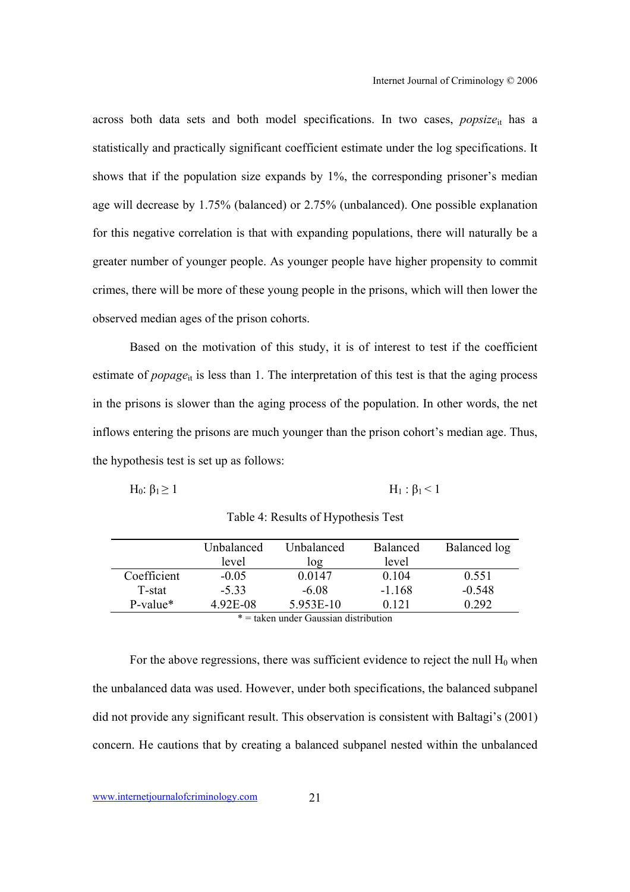across both data sets and both model specifications. In two cases, $popsize_{it}$ has a statistically and practically significant coefficient estimate under the log specifications. It shows that if the population size expands by 1%, the corresponding prisoner's median age will decrease by 1.75% (balanced) or 2.75% (unbalanced). One possible explanation for this negative correlation is that with expanding populations, there will naturally be a greater number of younger people. As younger people have higher propensity to commit crimes, there will be more of these young people in the prisons, which will then lower the observed median ages of the prison cohorts.

Based on the motivation of this study, it is of interest to test if the coefficient estimate of $popage_{it}$ is less than 1. The interpretation of this test is that the aging process in the prisons is slower than the aging process of the population. In other words, the net inflows entering the prisons are much younger than the prison cohort's median age. Thus, the hypothesis test is set up as follows:

$H_0$: $\beta_1 \geq 1$ $\qquad\qquad$ $H_1$ : $\beta_1 < 1$

Table 4: Results of Hypothesis Test

| | Unbalanced level | Unbalanced log | Balanced level | Balanced log |
|---|---|---|---|---|
| Coefficient | -0.05 | 0.0147 | 0.104 | 0.551 |
| T-stat | -5.33 | -6.08 | -1.168 | -0.548 |
| P-value* | 4.92E-08 | 5.953E-10 | 0.121 | 0.292 |

\* = taken under Gaussian distribution

For the above regressions, there was sufficient evidence to reject the null $H_0$ when the unbalanced data was used. However, under both specifications, the balanced subpanel did not provide any significant result. This observation is consistent with Baltagi's (2001) concern. He cautions that by creating a balanced subpanel nested within the unbalanced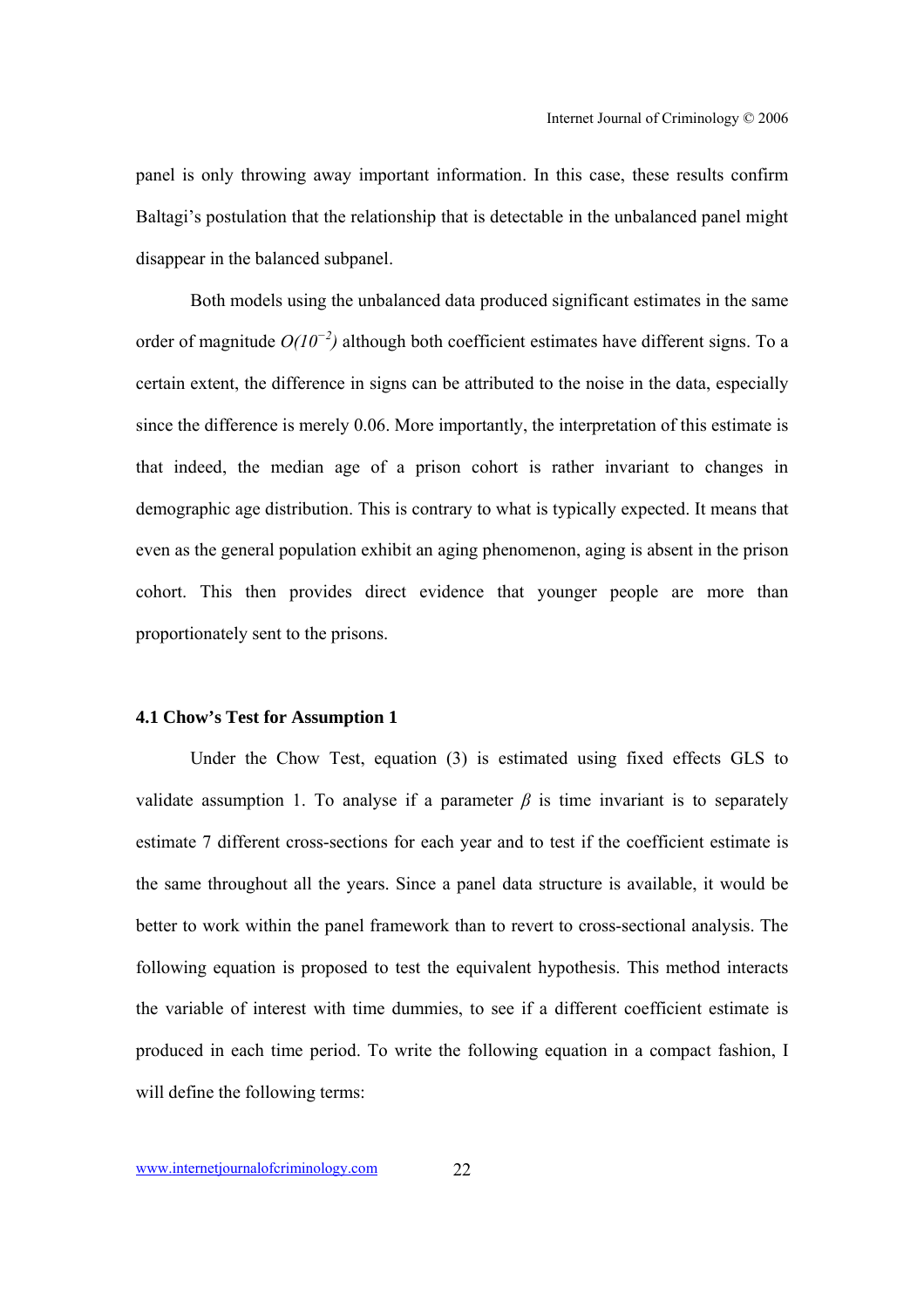panel is only throwing away important information. In this case, these results confirm Baltagi's postulation that the relationship that is detectable in the unbalanced panel might disappear in the balanced subpanel.

Both models using the unbalanced data produced significant estimates in the same order of magnitude $O(10^{-2})$ although both coefficient estimates have different signs. To a certain extent, the difference in signs can be attributed to the noise in the data, especially since the difference is merely 0.06. More importantly, the interpretation of this estimate is that indeed, the median age of a prison cohort is rather invariant to changes in demographic age distribution. This is contrary to what is typically expected. It means that even as the general population exhibit an aging phenomenon, aging is absent in the prison cohort. This then provides direct evidence that younger people are more than proportionately sent to the prisons.

### 4.1 Chow's Test for Assumption 1

Under the Chow Test, equation (3) is estimated using fixed effects GLS to validate assumption 1. To analyse if a parameter $\beta$ is time invariant is to separately estimate 7 different cross-sections for each year and to test if the coefficient estimate is the same throughout all the years. Since a panel data structure is available, it would be better to work within the panel framework than to revert to cross-sectional analysis. The following equation is proposed to test the equivalent hypothesis. This method interacts the variable of interest with time dummies, to see if a different coefficient estimate is produced in each time period. To write the following equation in a compact fashion, I will define the following terms: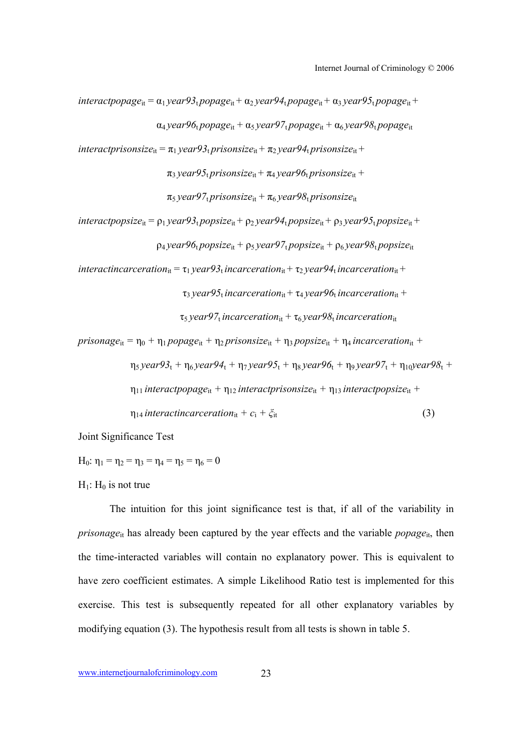$$interactpopage_{it} = \alpha_1\, year93_t\, popage_{it} + \alpha_2\, year94_t\, popage_{it} + \alpha_3\, year95_t\, popage_{it} + \alpha_4\, year96_t\, popage_{it} + \alpha_5\, year97_t\, popage_{it} + \alpha_6\, year98_t\, popage_{it}$$

$$interactprisonsize_{it} = \pi_1\, year93_t\, prisonsize_{it} + \pi_2\, year94_t\, prisonsize_{it} + \pi_3\, year95_t\, prisonsize_{it} + \pi_4\, year96_t\, prisonsize_{it} + \pi_5\, year97_t\, prisonsize_{it} + \pi_6\, year98_t\, prisonsize_{it}$$

$$interactpopsize_{it} = \rho_1\, year93_t\, popsize_{it} + \rho_2\, year94_t\, popsize_{it} + \rho_3\, year95_t\, popsize_{it} + \rho_4\, year96_t\, popsize_{it} + \rho_5\, year97_t\, popsize_{it} + \rho_6\, year98_t\, popsize_{it}$$

$$interactincarceration_{it} = \tau_1\, year93_t\, incarceration_{it} + \tau_2\, year94_t\, incarceration_{it} + \tau_3\, year95_t\, incarceration_{it} + \tau_4\, year96_t\, incarceration_{it} + \tau_5\, year97_t\, incarceration_{it} + \tau_6\, year98_t\, incarceration_{it}$$

$$prisonage_{it} = \eta_0 + \eta_1\, popage_{it} + \eta_2\, prisonsize_{it} + \eta_3\, popsize_{it} + \eta_4\, incarceration_{it} + \eta_5\, year93_t + \eta_6\, year94_t + \eta_7\, year95_t + \eta_8\, year96_t + \eta_9\, year97_t + \eta_{10}\, year98_t + \eta_{11}\, interactpopage_{it} + \eta_{12}\, interactprisonsize_{it} + \eta_{13}\, interactpopsize_{it} + \eta_{14}\, interactincarceration_{it} + c_i + \xi_{it} \qquad (3)$$

Joint Significance Test

$H_0$: $\eta_1 = \eta_2 = \eta_3 = \eta_4 = \eta_5 = \eta_6 = 0$

$H_1$: $H_0$ is not true

The intuition for this joint significance test is that, if all of the variability in $prisonage_{it}$ has already been captured by the year effects and the variable $popage_{it}$, then the time-interacted variables will contain no explanatory power. This is equivalent to have zero coefficient estimates. A simple Likelihood Ratio test is implemented for this exercise. This test is subsequently repeated for all other explanatory variables by modifying equation (3). The hypothesis result from all tests is shown in table 5.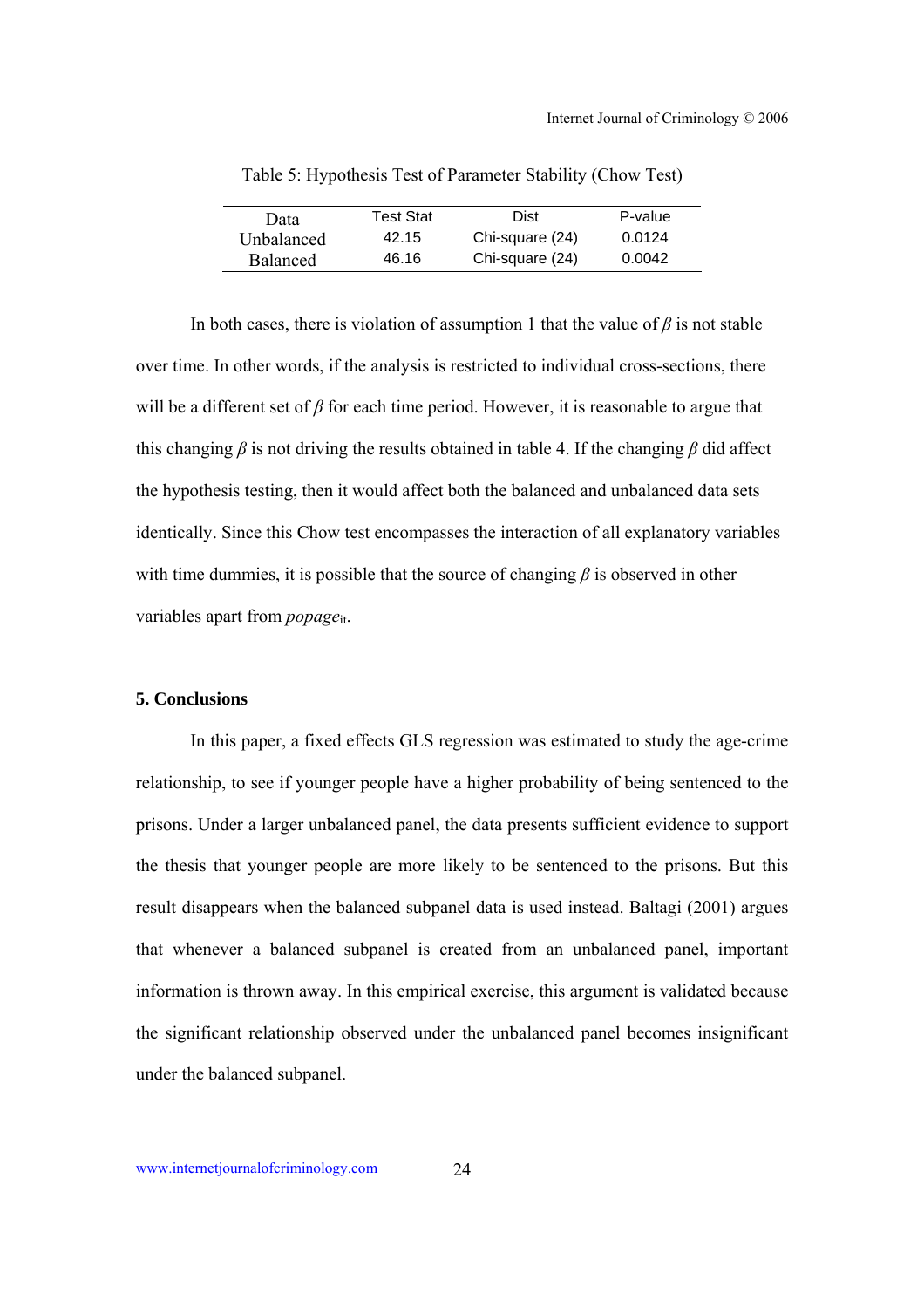Table 5: Hypothesis Test of Parameter Stability (Chow Test)

| Data | Test Stat | Dist | P-value |
|---|---|---|---|
| Unbalanced | 42.15 | Chi-square (24) | 0.0124 |
| Balanced | 46.16 | Chi-square (24) | 0.0042 |

In both cases, there is violation of assumption 1 that the value of $\beta$ is not stable over time. In other words, if the analysis is restricted to individual cross-sections, there will be a different set of $\beta$ for each time period. However, it is reasonable to argue that this changing $\beta$ is not driving the results obtained in table 4. If the changing $\beta$ did affect the hypothesis testing, then it would affect both the balanced and unbalanced data sets identically. Since this Chow test encompasses the interaction of all explanatory variables with time dummies, it is possible that the source of changing $\beta$ is observed in other variables apart from $popage_{it}$.

### 5. Conclusions

In this paper, a fixed effects GLS regression was estimated to study the age-crime relationship, to see if younger people have a higher probability of being sentenced to the prisons. Under a larger unbalanced panel, the data presents sufficient evidence to support the thesis that younger people are more likely to be sentenced to the prisons. But this result disappears when the balanced subpanel data is used instead. Baltagi (2001) argues that whenever a balanced subpanel is created from an unbalanced panel, important information is thrown away. In this empirical exercise, this argument is validated because the significant relationship observed under the unbalanced panel becomes insignificant under the balanced subpanel.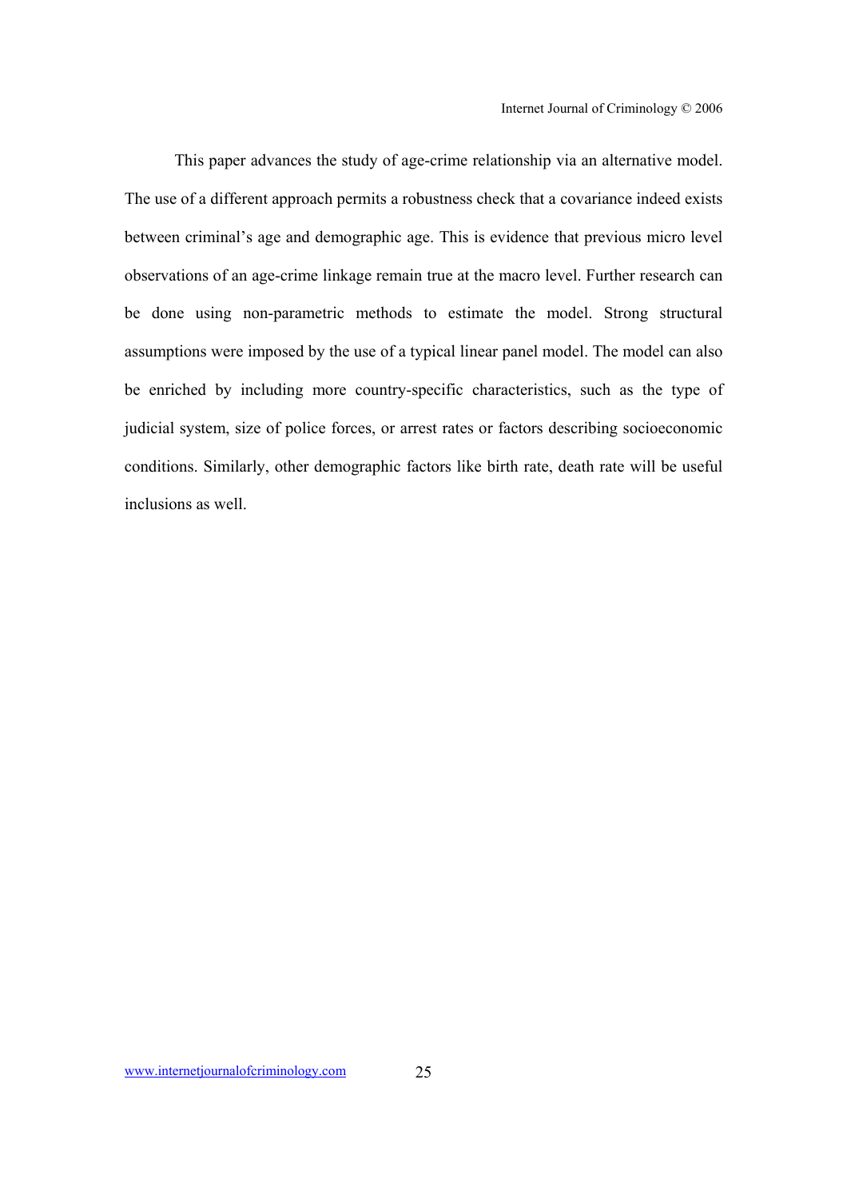This paper advances the study of age-crime relationship via an alternative model. The use of a different approach permits a robustness check that a covariance indeed exists between criminal's age and demographic age. This is evidence that previous micro level observations of an age-crime linkage remain true at the macro level. Further research can be done using non-parametric methods to estimate the model. Strong structural assumptions were imposed by the use of a typical linear panel model. The model can also be enriched by including more country-specific characteristics, such as the type of judicial system, size of police forces, or arrest rates or factors describing socioeconomic conditions. Similarly, other demographic factors like birth rate, death rate will be useful inclusions as well.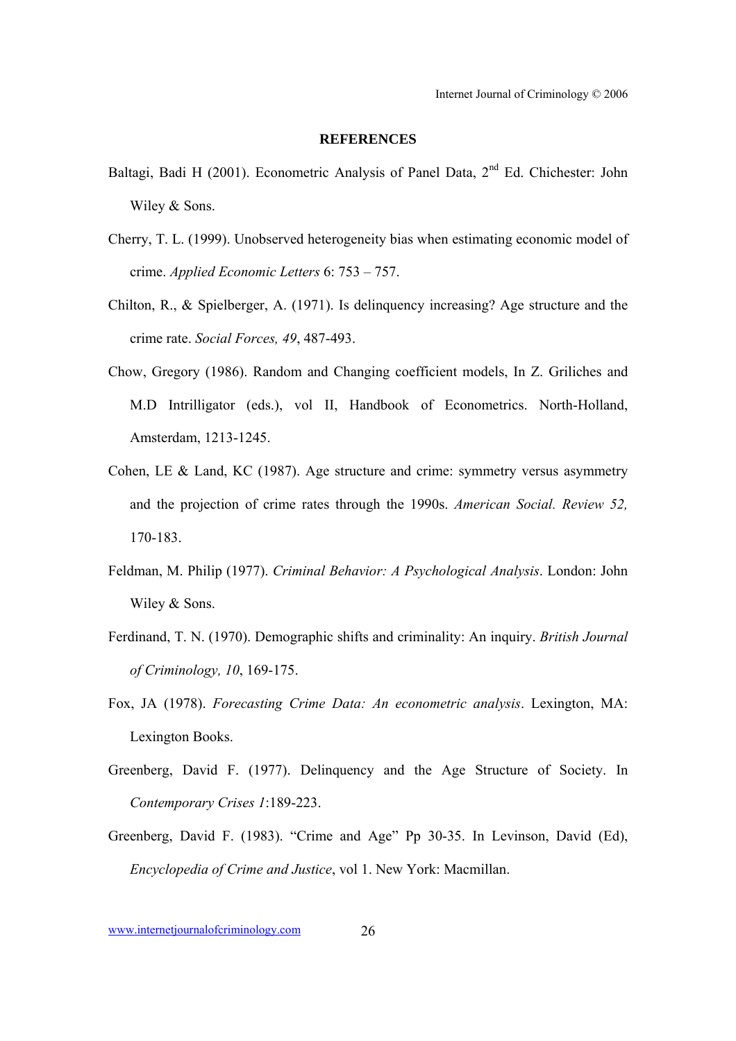**REFERENCES**

Baltagi, Badi H (2001). Econometric Analysis of Panel Data, 2nd Ed. Chichester: John Wiley & Sons.

Cherry, T. L. (1999). Unobserved heterogeneity bias when estimating economic model of crime. *Applied Economic Letters* 6: 753 – 757.

Chilton, R., & Spielberger, A. (1971). Is delinquency increasing? Age structure and the crime rate. *Social Forces, 49*, 487-493.

Chow, Gregory (1986). Random and Changing coefficient models, In Z. Griliches and M.D Intrilligator (eds.), vol II, Handbook of Econometrics. North-Holland, Amsterdam, 1213-1245.

Cohen, LE & Land, KC (1987). Age structure and crime: symmetry versus asymmetry and the projection of crime rates through the 1990s. *American Social. Review 52,* 170-183.

Feldman, M. Philip (1977). *Criminal Behavior: A Psychological Analysis*. London: John Wiley & Sons.

Ferdinand, T. N. (1970). Demographic shifts and criminality: An inquiry. *British Journal of Criminology, 10*, 169-175.

Fox, JA (1978). *Forecasting Crime Data: An econometric analysis*. Lexington, MA: Lexington Books.

Greenberg, David F. (1977). Delinquency and the Age Structure of Society. In *Contemporary Crises 1*:189-223.

Greenberg, David F. (1983). "Crime and Age" Pp 30-35. In Levinson, David (Ed), *Encyclopedia of Crime and Justice*, vol 1. New York: Macmillan.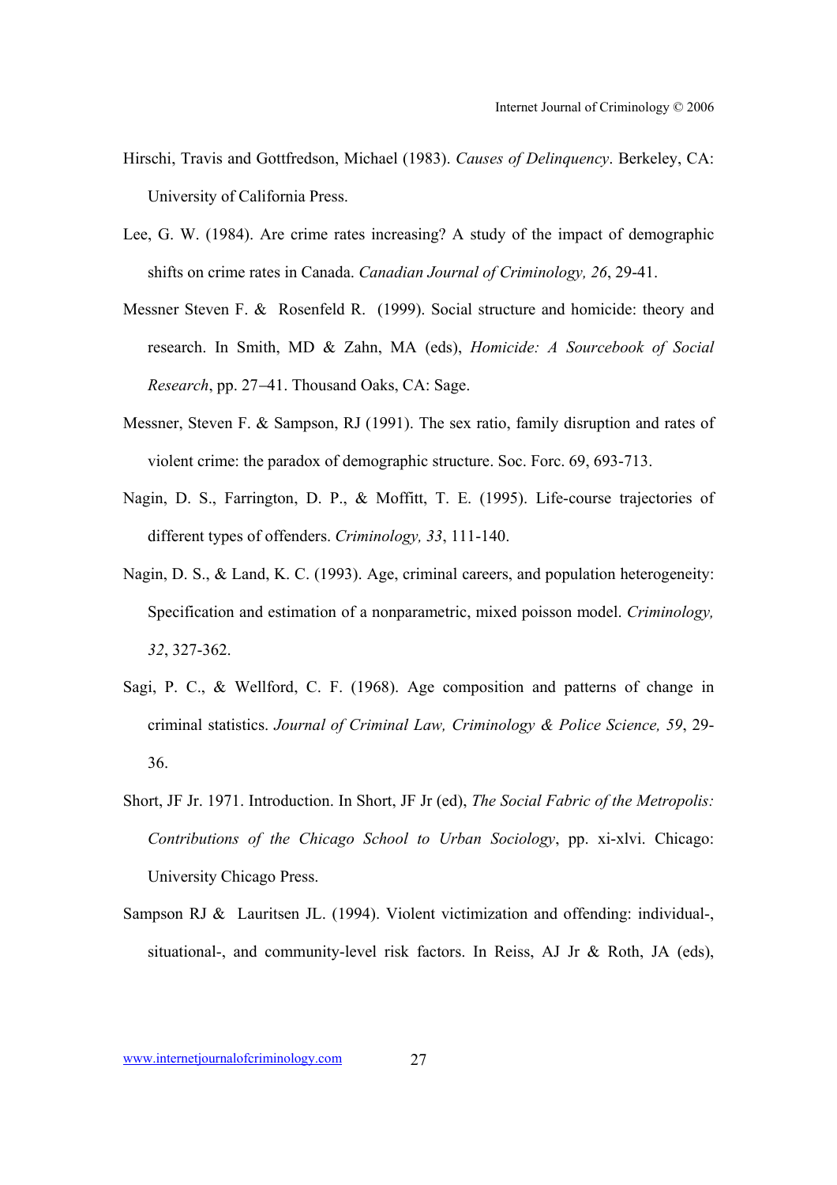Hirschi, Travis and Gottfredson, Michael (1983). *Causes of Delinquency*. Berkeley, CA: University of California Press.

Lee, G. W. (1984). Are crime rates increasing? A study of the impact of demographic shifts on crime rates in Canada. *Canadian Journal of Criminology, 26*, 29-41.

Messner Steven F. & Rosenfeld R. (1999). Social structure and homicide: theory and research. In Smith, MD & Zahn, MA (eds), *Homicide: A Sourcebook of Social Research*, pp. 27–41. Thousand Oaks, CA: Sage.

Messner, Steven F. & Sampson, RJ (1991). The sex ratio, family disruption and rates of violent crime: the paradox of demographic structure. Soc. Forc. 69, 693-713.

Nagin, D. S., Farrington, D. P., & Moffitt, T. E. (1995). Life-course trajectories of different types of offenders. *Criminology, 33*, 111-140.

Nagin, D. S., & Land, K. C. (1993). Age, criminal careers, and population heterogeneity: Specification and estimation of a nonparametric, mixed poisson model. *Criminology, 32*, 327-362.

Sagi, P. C., & Wellford, C. F. (1968). Age composition and patterns of change in criminal statistics. *Journal of Criminal Law, Criminology & Police Science, 59*, 29-36.

Short, JF Jr. 1971. Introduction. In Short, JF Jr (ed), *The Social Fabric of the Metropolis: Contributions of the Chicago School to Urban Sociology*, pp. xi-xlvi. Chicago: University Chicago Press.

Sampson RJ & Lauritsen JL. (1994). Violent victimization and offending: individual-, situational-, and community-level risk factors. In Reiss, AJ Jr & Roth, JA (eds),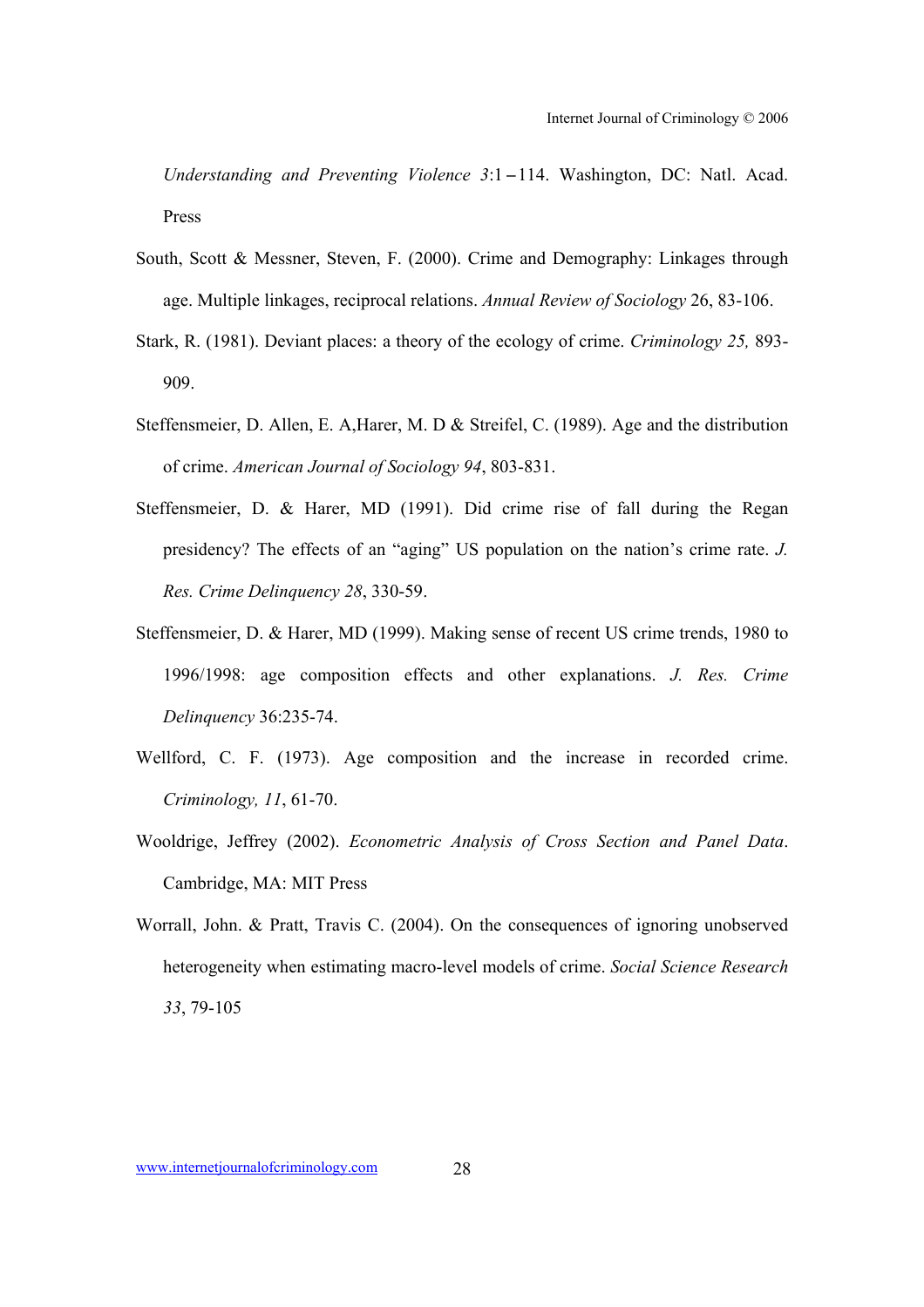*Understanding and Preventing Violence 3*:1–114. Washington, DC: Natl. Acad. Press

South, Scott & Messner, Steven, F. (2000). Crime and Demography: Linkages through age. Multiple linkages, reciprocal relations. *Annual Review of Sociology* 26, 83-106.

Stark, R. (1981). Deviant places: a theory of the ecology of crime. *Criminology 25,* 893-909.

Steffensmeier, D. Allen, E. A,Harer, M. D & Streifel, C. (1989). Age and the distribution of crime. *American Journal of Sociology 94*, 803-831.

Steffensmeier, D. & Harer, MD (1991). Did crime rise of fall during the Regan presidency? The effects of an "aging" US population on the nation's crime rate. *J. Res. Crime Delinquency 28*, 330-59.

Steffensmeier, D. & Harer, MD (1999). Making sense of recent US crime trends, 1980 to 1996/1998: age composition effects and other explanations. *J. Res. Crime Delinquency* 36:235-74.

Wellford, C. F. (1973). Age composition and the increase in recorded crime. *Criminology, 11*, 61-70.

Wooldrige, Jeffrey (2002). *Econometric Analysis of Cross Section and Panel Data*. Cambridge, MA: MIT Press

Worrall, John. & Pratt, Travis C. (2004). On the consequences of ignoring unobserved heterogeneity when estimating macro-level models of crime. *Social Science Research 33*, 79-105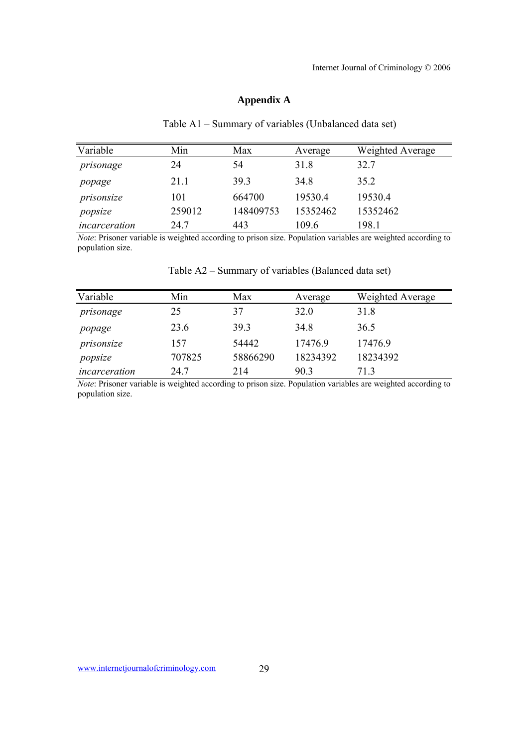# Appendix A

Table A1 – Summary of variables (Unbalanced data set)

| Variable | Min | Max | Average | Weighted Average |
|---|---|---|---|---|
| *prisonage* | 24 | 54 | 31.8 | 32.7 |
| *popage* | 21.1 | 39.3 | 34.8 | 35.2 |
| *prisonsize* | 101 | 664700 | 19530.4 | 19530.4 |
| *popsize* | 259012 | 148409753 | 15352462 | 15352462 |
| *incarceration* | 24.7 | 443 | 109.6 | 198.1 |

*Note*: Prisoner variable is weighted according to prison size. Population variables are weighted according to population size.

Table A2 – Summary of variables (Balanced data set)

| Variable | Min | Max | Average | Weighted Average |
|---|---|---|---|---|
| *prisonage* | 25 | 37 | 32.0 | 31.8 |
| *popage* | 23.6 | 39.3 | 34.8 | 36.5 |
| *prisonsize* | 157 | 54442 | 17476.9 | 17476.9 |
| *popsize* | 707825 | 58866290 | 18234392 | 18234392 |
| *incarceration* | 24.7 | 214 | 90.3 | 71.3 |

*Note*: Prisoner variable is weighted according to prison size. Population variables are weighted according to population size.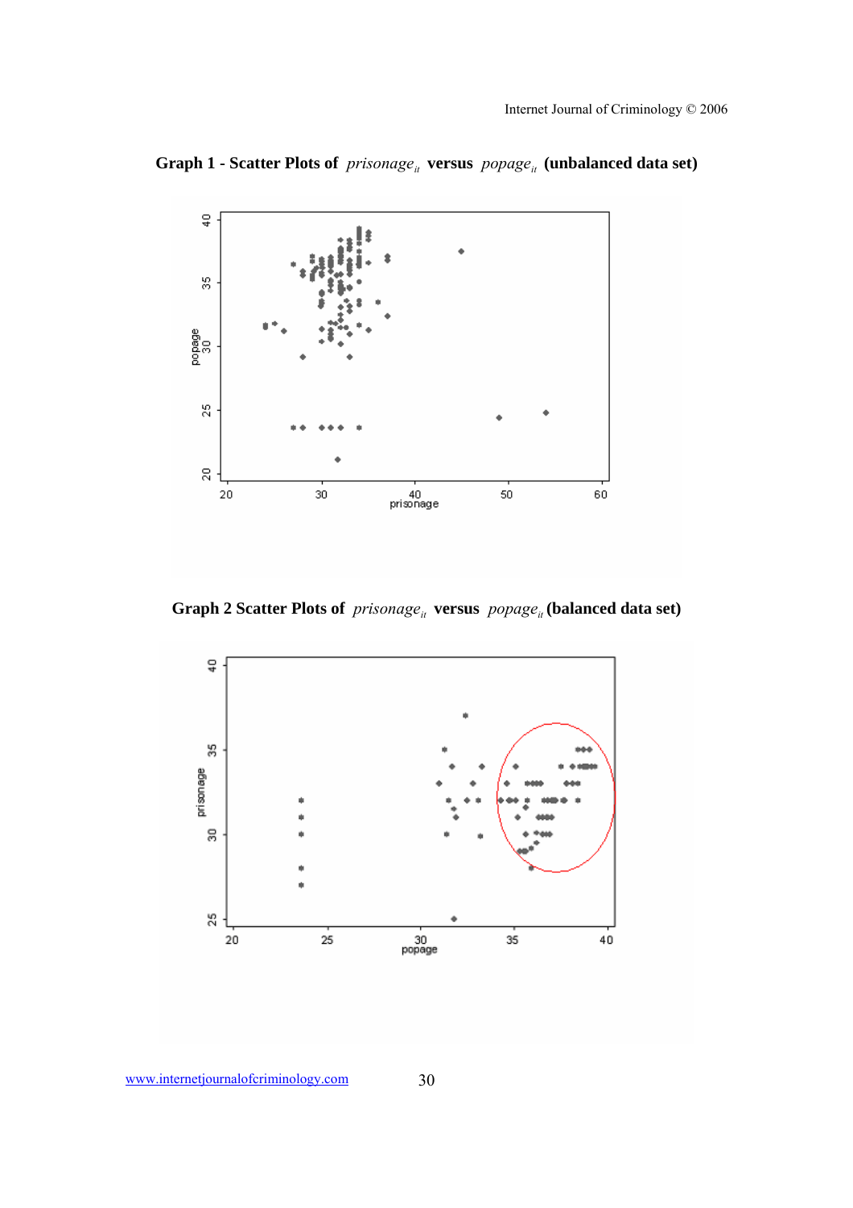**Graph 1 - Scatter Plots of $prisonage_{it}$ versus $popage_{it}$ (unbalanced data set)**

popage

20
25
30
35
40

prisonage

20
30
40
50
60

**Graph 2 Scatter Plots of $prisonage_{it}$ versus $popage_{it}$ (balanced data set)**

prisonage

25
30
35
40

popage

20
25
30
35
40